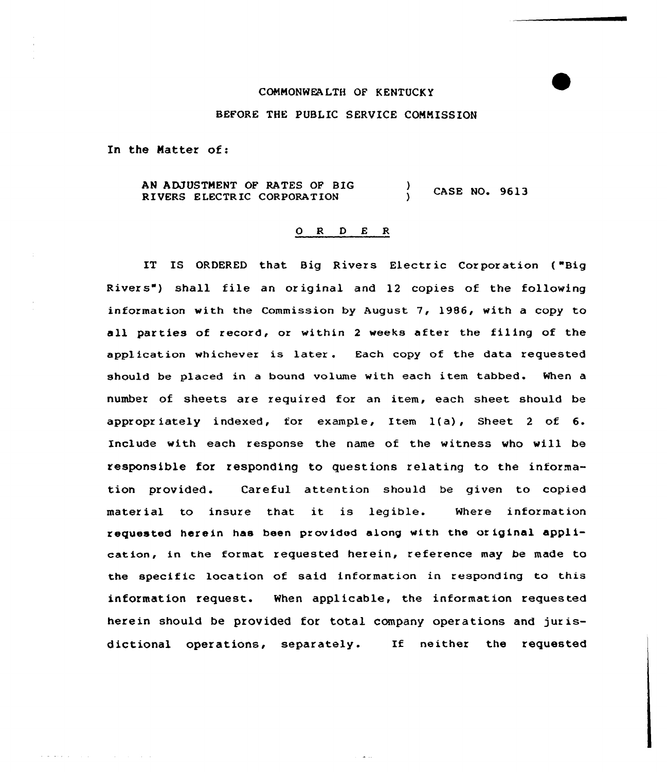COMMONWEALTH OF KENTUCKY

BEFORE THE PUBLIC SERVICE COMMISSION

In the Matter of:

AN ADJUSTMENT OF RATES OF BIG RIVERS ELECTRIC CORPORATION ) CASE NO. 9613

## O R D E R

IT IS ORDERED that Big Rivers Electric Corporation ("Big Rivers") shall file an original and 12 copies of the following information with the Commission by August 7, 1986, with a copy to all parties of record, or within 2 weeks after the filing of the application whichever is later. Each copy of the data requested should be placed in a bound volume with each item tabbed. When a number of sheets are required for an item, each sheet should be appropriately indexed, for example, Item 1(a), Sheet 2 of 6. Include with each response the name of the witness who will be responsible for responding to questions relating to the information provided. Careful attention should be given to copied material to insure that it is legible. Where information requested herein has been provided along with the original application, in the format requested herein, reference may be made to the specific location of said information in responding to this information request. When applicable, the information requested herein should be provided for total company operations and jurisdictional operations, separately. If neither the requested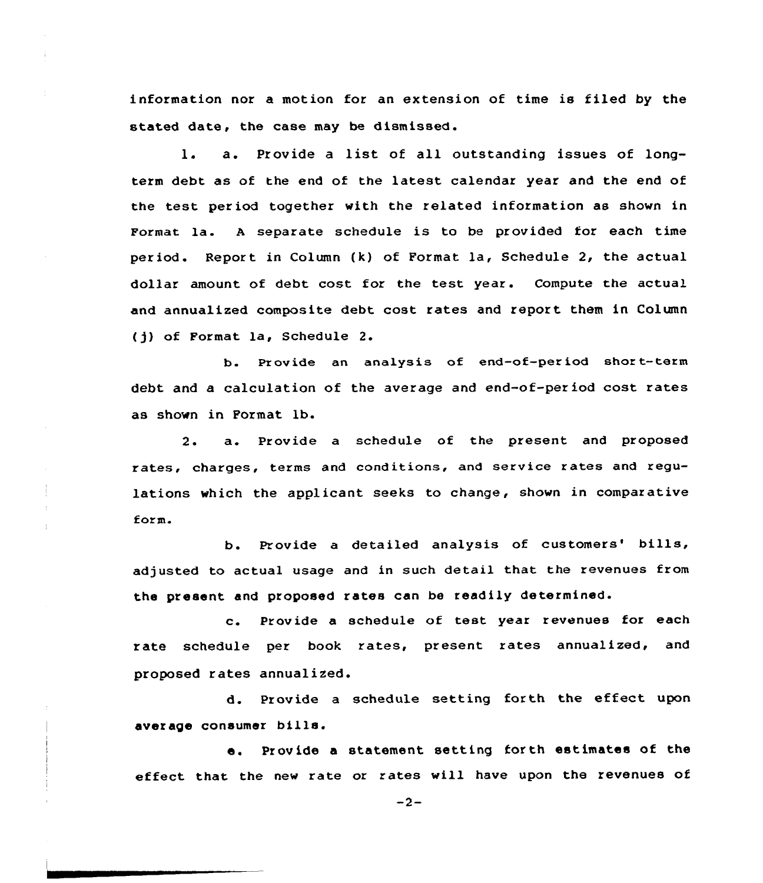information nor a motion for an extension of time is filed by the stated date, the case may be dismissed.

1. a. Provide a list of all outstanding issues of long-term debt as of the end of the latest calendar year and the end of the test period together with the related information as shown in Format 1a. A separate schedule is to be provided for each time period. Report in Column (k) of Format 1a, Schedule 2, the actual dollar amount of debt cost for the test year. Compute the actual and annualized composite debt cost rates and report them in Column (j) of Format 1a, Schedule 2.

b. Provide an analysis of end-of-period short-term debt and a calculation of the average and end-of-period cost rates as shown in Format 1b.

2. a. Provide a schedule of the present and proposed rates, charges, terms and conditions, and service rates and regulations which the applicant seeks to change, shown in comparative form.

b. Provide a detailed analysis of customers' bills, adjusted to actual usage and in such detail that the revenues from the present and proposed rates can be readily determined.

c. Provide a schedule of test year revenues for each rate schedule per book rates, present rates annualized, and proposed rates annualized.

d. Provide a schedule setting forth the effect upon average consumer bills.

e. Provide a statement setting forth estimates of the effect that the new rate or rates will have upon the revenues of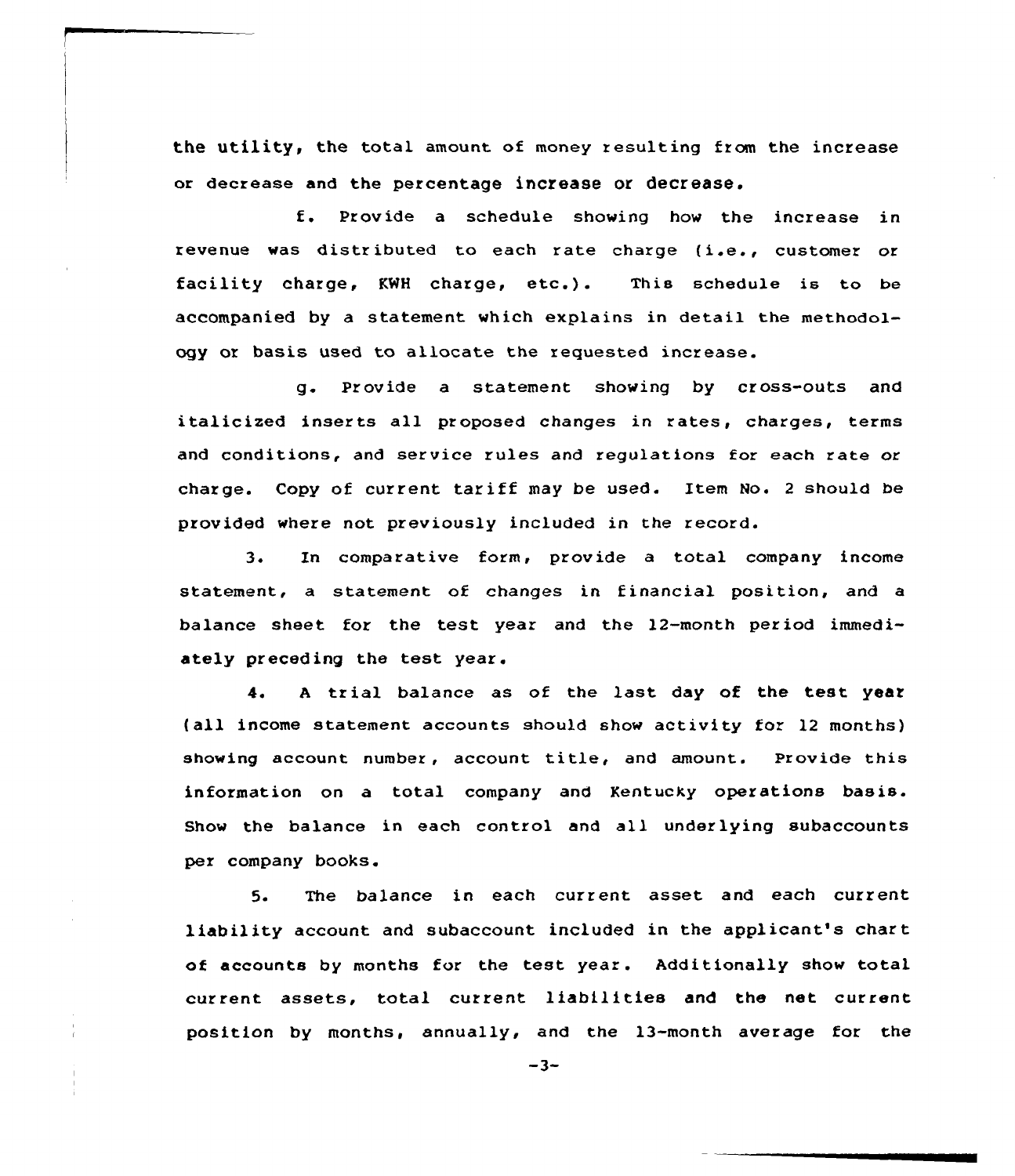the utility, the total amount of money resulting from the increase or decrease and the percentage increase or decrease.

f. Provide a schedule showing how the increase in revenue was distributed to each rate charge (i.e., customer or facility charge, KWH charge, etc.). This schedule is to be accompanied by a statement which explains in detail the methodology or basis used to allocate the requested increase.

g. Provide a statement showing by cross-outs and italicized inserts all proposed changes in rates, charges, terms and conditions, and service rules and regulations for each rate or charge. Copy of current tariff may be used. Item No. 2 should be provided where not previously included in the record.

3. In comparative form, provide a total company income statement, a statement of changes in financial position, and a balance sheet for the test year and the 12-month period immediately preceding the test year.

4. A trial balance as of the last day of the test year (all income statement accounts should show activity for 12 months) showing account number, account title, and amount. Provide this information on a total company and Kentucky operations basis. Show the balance in each control and all underlying subaccounts per company books.

5. The balance in each current asset and each current liability account and subaccount included in the applicant's chart of accounts by months for the test year. Additionally show total current assets, total current liabilities and the net current position by months, annually, and the 13-month average for the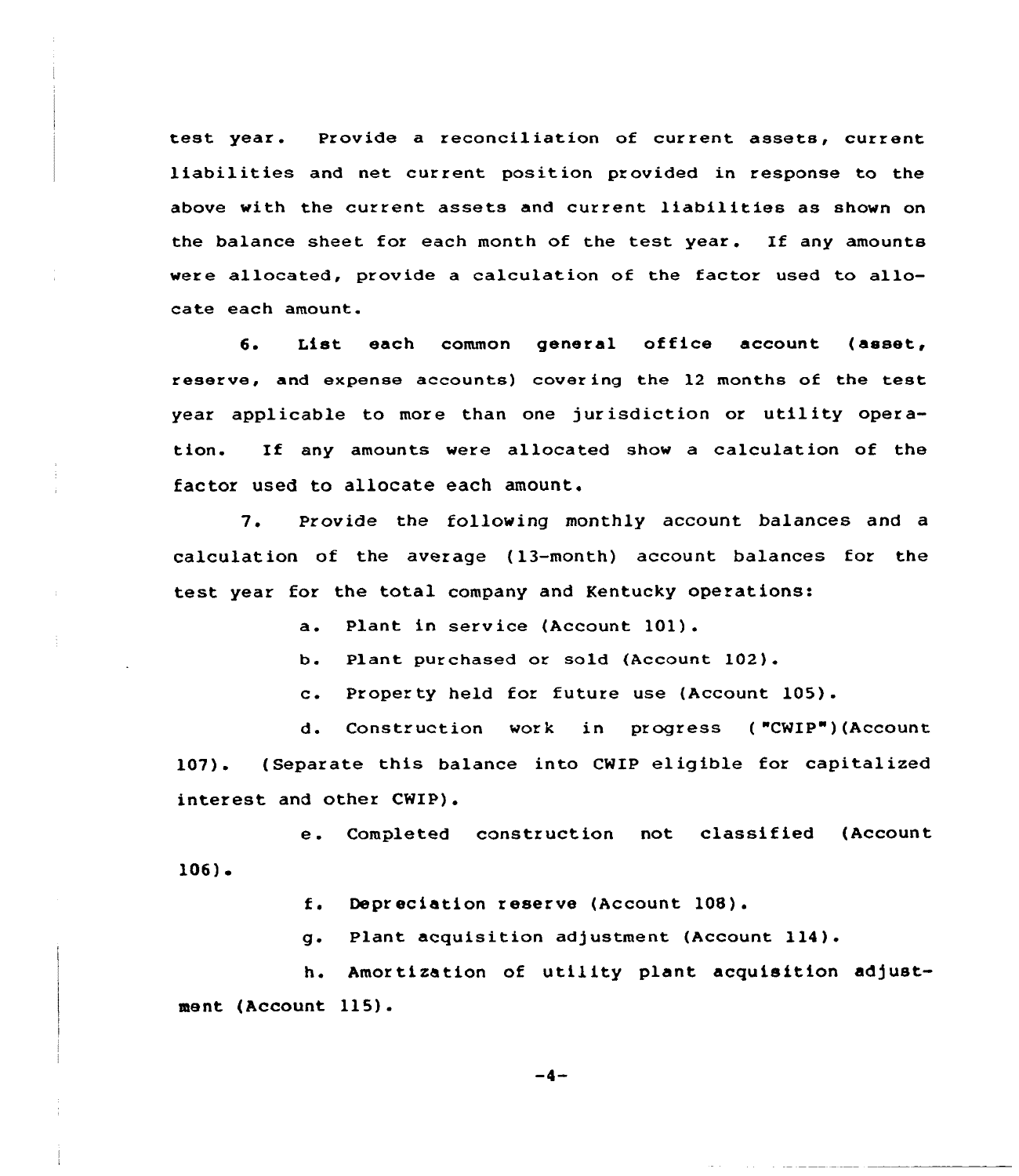test year. Provide a reconciliation of current assets, current liabilities and net current position provided in response to the above with the current assets and current liabilities as shown on the balance sheet for each month of the test year. If any amounts were allocated, provide a calculation of the factor used to allocate each amount.

6. List each common general office account (asset, reserve, and expense accounts) covering the 12 months of the test year applicable to more than one jurisdiction or utility operation. If any amounts were allocated show a calculation of the factor used to allocate each amount.

7. Provide the following monthly account balances and a calculation of the average (13-month) account balances for the test year for the total company and Kentucky operations:

a. Plant in service (Account 101).

b. Plant purchased or sold (Account 102).

c. Property held for future use (Account 105).

d. Construction work in progress ("CWIP")(Account 107). (Separate this balance into CWIP eligible for capitalized interest and other CWIP).

e. Completed construction not classified (Account 106).

f. Depreciation reserve (Account 108).

g. Plant acquisition adjustment (Account 114).

h. Amortization of utility plant acquisition adjustment (Account 115).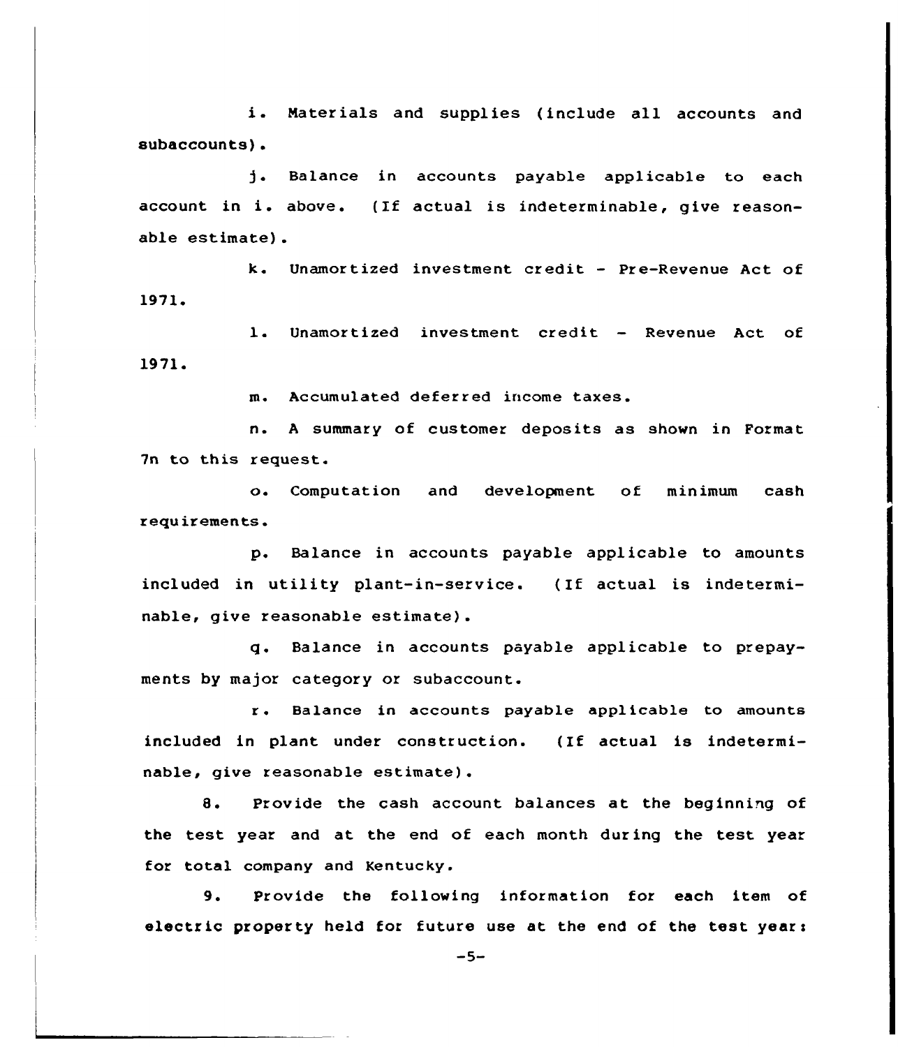i. Materials and supplies (include all accounts and subaccounts).

j. Balance in accounts payable applicable to each account in i. above. (If actual is indeterminable, give reasonable estimate).

k. Unamortized investment credit - Pre-Revenue Act of 1971.

l. Unamortized investment credit - Revenue Act of 1971.

m. Accumulated deferred income taxes.

n. A summary of customer deposits as shown in Format 7n to this request.

o. Computation and development of minimum cash requirements.

p. Balance in accounts payable applicable to amounts included in utility plant-in-service. (If actual is indeterminable, give reasonable estimate).

q. Balance in accounts payable applicable to prepayments by major category or subaccount.

r. Balance in accounts payable applicable to amounts included in plant under construction. (If actual is indeterminable, give reasonable estimate).

8. Provide the cash account balances at the beginning of the test year and at the end of each month during the test year for total company and Kentucky.

9. Provide the following information for each item of electric property held for future use at the end of the test year: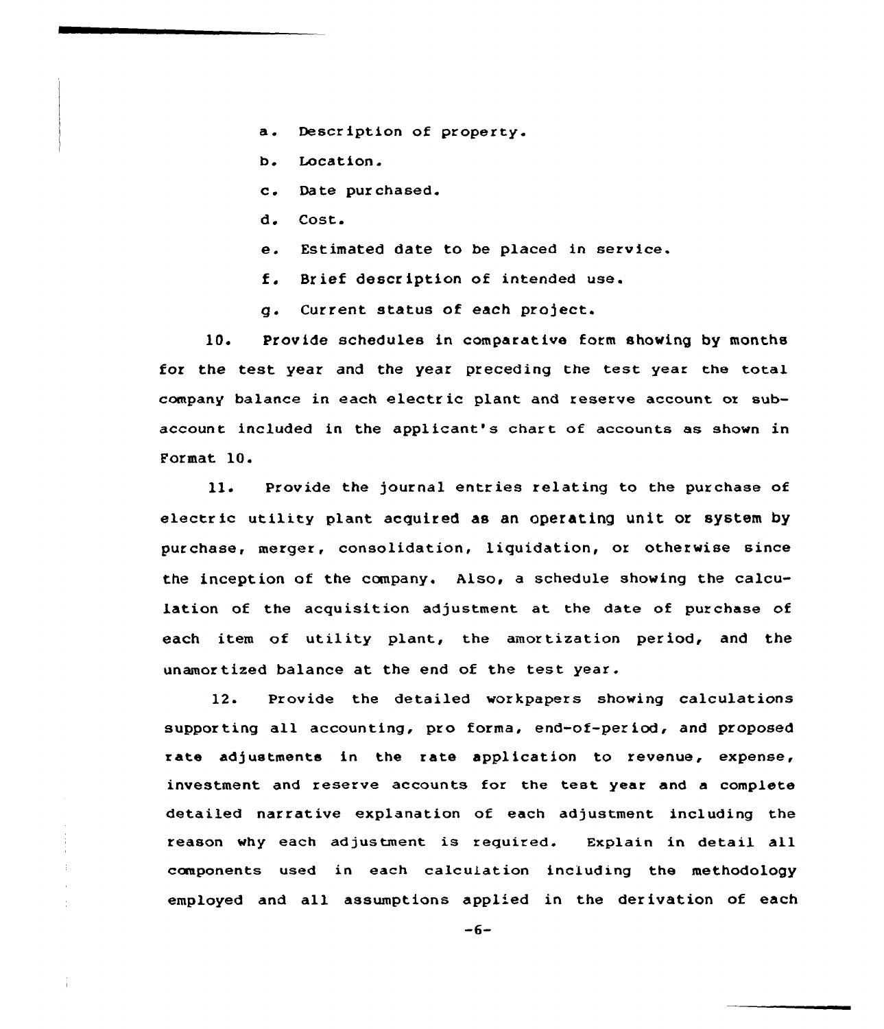a. Description of property.

b. Location.

c. Date purchased.

d. Cost.

e. Estimated date to be placed in service.

f. Brief description of intended use.

g. Current status of each project.

10. Provide schedules in comparative form showing by months for the test year and the year preceding the test year the total company balance in each electric plant and reserve account or subaccount included in the applicant's chart of accounts as shown in Format 10.

11. Provide the journal entries relating to the purchase of electric utility plant acquired as an operating unit or system by purchase, merger, consolidation, liquidation, or otherwise since the inception of the company. Also, a schedule showing the calculation of the acquisition adjustment at the date of purchase of each item of utility plant, the amortization period, and the unamortized balance at the end of the test year.

12. Provide the detailed workpapers showing calculations supporting all accounting, pro forma, end-of-period, and proposed rate adjustments in the rate application to revenue, expense, investment and reserve accounts for the test year and a complete detailed narrative explanation of each adjustment including the reason why each adjustment is required. Explain in detail all components used in each calculation including the methodology employed and all assumptions applied in the derivation of each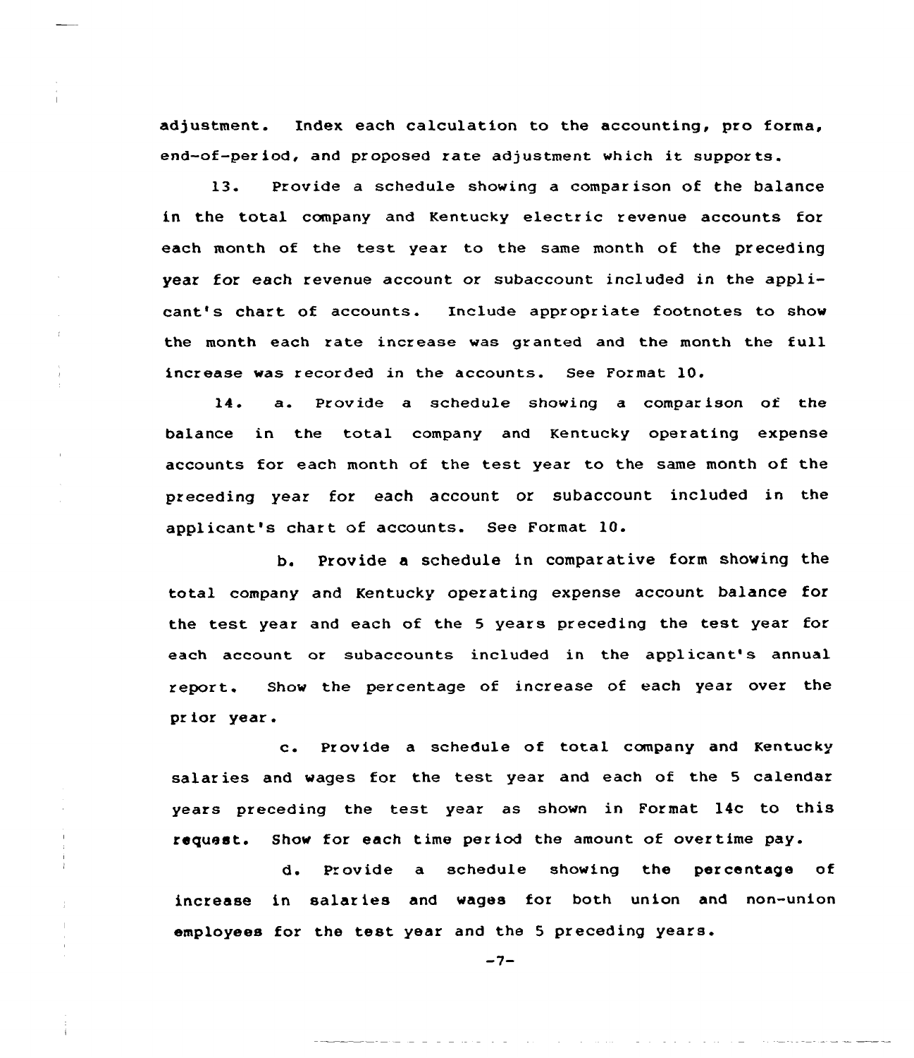adjustment. Index each calculation to the accounting, pro forma, end-of-period, and proposed rate adjustment which it supports.

13. Provide a schedule showing a comparison of the balance in the total company and Kentucky electric revenue accounts for each month of the test year to the same month of the preceding year for each revenue account or subaccount included in the applicant's chart of accounts. Include appropriate footnotes to show the month each rate increase was granted and the month the full increase was recorded in the accounts. See Format 10.

14. a. Provide a schedule showing a comparison of the balance in the total company and Kentucky operating expense accounts for each month of the test year to the same month of the preceding year for each account or subaccount included in the applicant's chart of accounts. See Format 10.

b. Provide a schedule in comparative form showing the total company and Kentucky operating expense account balance for the test year and each of the 5 years preceding the test year for each account or subaccounts included in the applicant's annual report. Show the percentage of increase of each year over the prior year.

c. Provide a schedule of total company and Kentucky salaries and wages for the test year and each of the 5 calendar years preceding the test year as shown in Format 14c to this request. Show for each time period the amount of overtime pay.

d. Provide a schedule showing the percentage of increase in salaries and wages for both union and non-union employees for the test year and the 5 preceding years.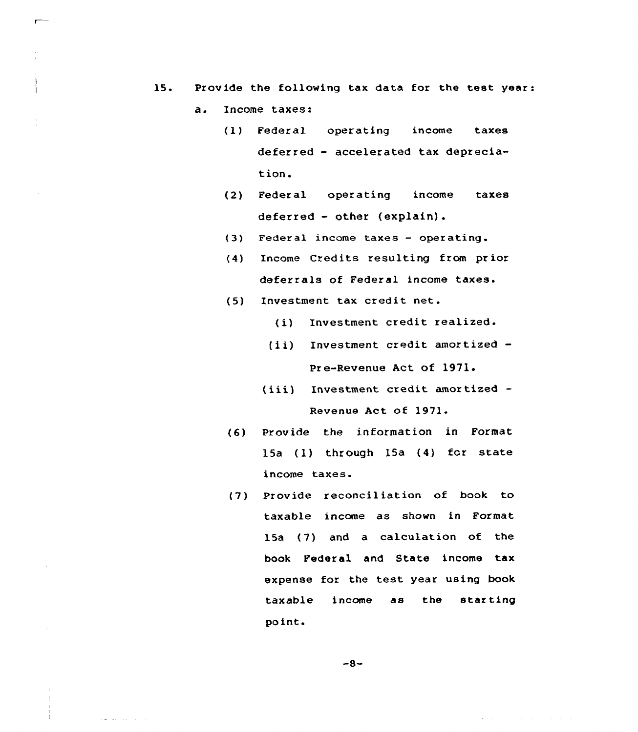15. Provide the following tax data for the test year:

   a. Income taxes:

      (1) Federal operating income taxes deferred - accelerated tax depreciation.

      (2) Federal operating income taxes deferred - other (explain).

      (3) Federal income taxes - operating.

      (4) Income Credits resulting from prior deferrals of Federal income taxes.

      (5) Investment tax credit net.

         (i) Investment credit realized.

         (ii) Investment credit amortized - Pre-Revenue Act of 1971.

         (iii) Investment credit amortized - Revenue Act of 1971.

      (6) Provide the information in Format 15a (1) through 15a (4) for state income taxes.

      (7) Provide reconciliation of book to taxable income as shown in Format 15a (7) and a calculation of the book Federal and State income tax expense for the test year using book taxable income as the starting point.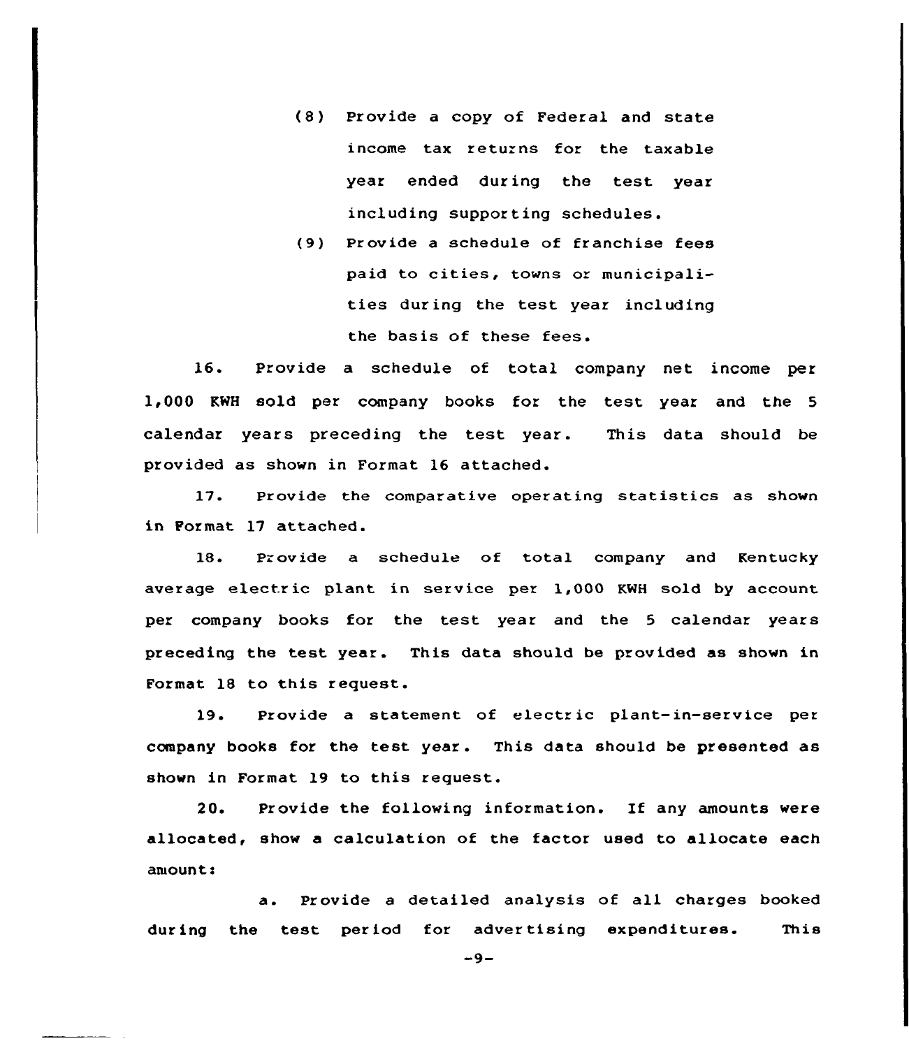(8) Provide a copy of Federal and state income tax returns for the taxable year ended during the test year including supporting schedules.

(9) Provide a schedule of franchise fees paid to cities, towns or municipalities during the test year including the basis of these fees.

16. Provide a schedule of total company net income per 1,000 KWH sold per company books for the test year and the 5 calendar years preceding the test year. This data should be provided as shown in Format 16 attached.

17. Provide the comparative operating statistics as shown in Format 17 attached.

18. Provide a schedule of total company and Kentucky average electric plant in service per 1,000 KWH sold by account per company books for the test year and the 5 calendar years preceding the test year. This data should be provided as shown in Format 18 to this request.

19. Provide a statement of electric plant-in-service per company books for the test year. This data should be presented as shown in Format 19 to this request.

20. Provide the following information. If any amounts were allocated, show a calculation of the factor used to allocate each amount:

a. Provide a detailed analysis of all charges booked during the test period for advertising expenditures. This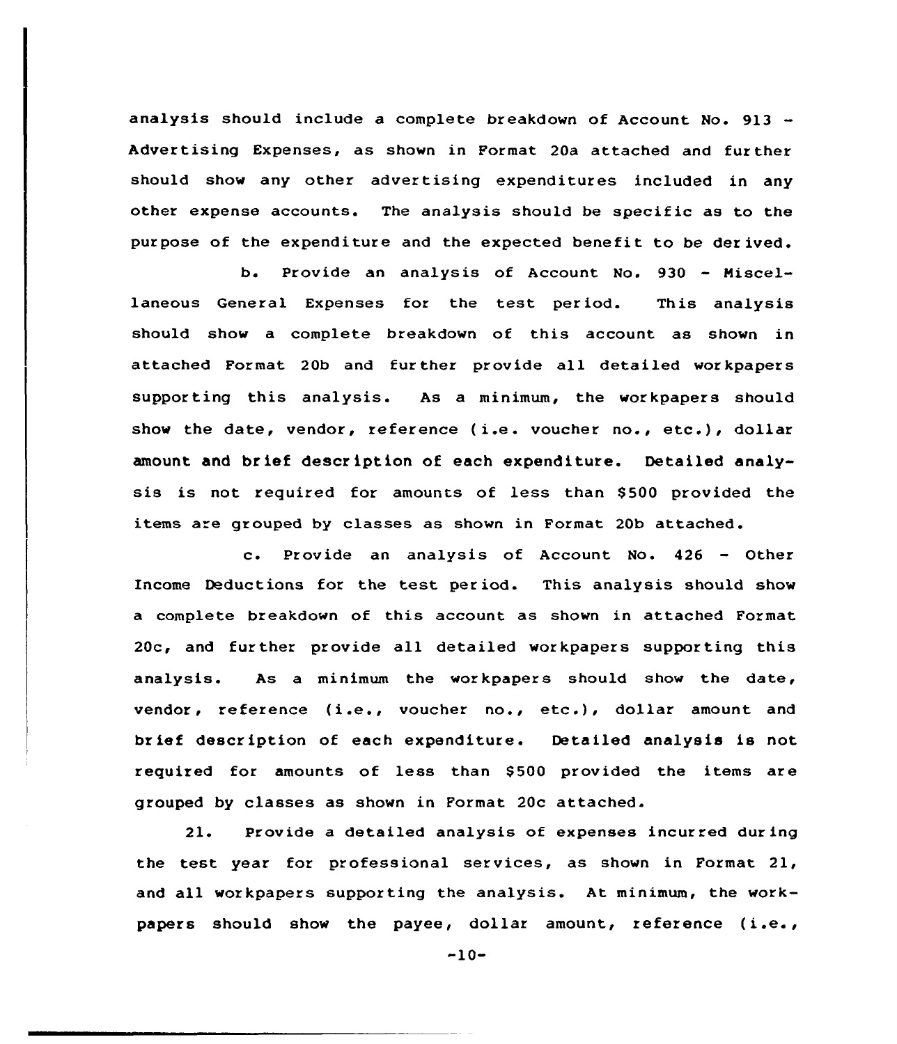analysis should include a complete breakdown of Account No. 913 - Advertising Expenses, as shown in Format 20a attached and further should show any other advertising expenditures included in any other expense accounts. The analysis should be specific as to the purpose of the expenditure and the expected benefit to be derived.

b. Provide an analysis of Account No. 930 - Miscellaneous General Expenses for the test period. This analysis should show a complete breakdown of this account as shown in attached Format 20b and further provide all detailed workpapers supporting this analysis. As a minimum, the workpapers should show the date, vendor, reference (i.e. voucher no., etc.), dollar amount and brief description of each expenditure. Detailed analysis is not required for amounts of less than $500 provided the items are grouped by classes as shown in Format 20b attached.

c. Provide an analysis of Account No. 426 - Other Income Deductions for the test period. This analysis should show a complete breakdown of this account as shown in attached Format 20c, and further provide all detailed workpapers supporting this analysis. As a minimum the workpapers should show the date, vendor, reference (i.e., voucher no., etc.), dollar amount and brief description of each expenditure. Detailed analysis is not required for amounts of less than $500 provided the items are grouped by classes as shown in Format 20c attached.

21. Provide a detailed analysis of expenses incurred during the test year for professional services, as shown in Format 21, and all workpapers supporting the analysis. At minimum, the workpapers should show the payee, dollar amount, reference (i.e.,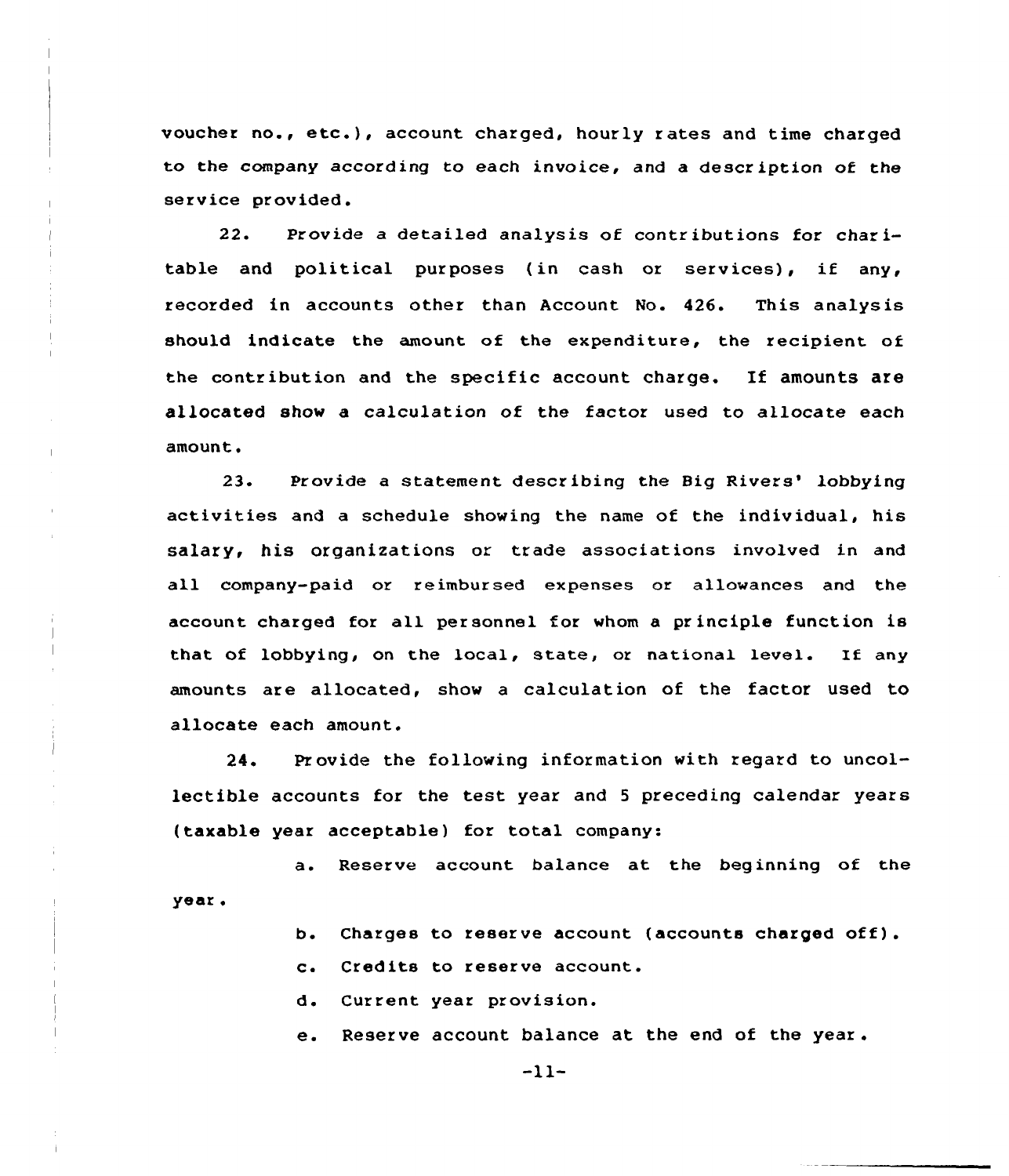voucher no., etc.), account charged, hourly rates and time charged to the company according to each invoice, and a description of the service provided.

22. Provide a detailed analysis of contributions for charitable and political purposes (in cash or services), if any, recorded in accounts other than Account No. 426. This analysis should indicate the amount of the expenditure, the recipient of the contribution and the specific account charge. If amounts are allocated show a calculation of the factor used to allocate each amount.

23. Provide a statement describing the Big Rivers' lobbying activities and a schedule showing the name of the individual, his salary, his organizations or trade associations involved in and all company-paid or reimbursed expenses or allowances and the account charged for all personnel for whom a principle function is that of lobbying, on the local, state, or national level. If any amounts are allocated, show a calculation of the factor used to allocate each amount.

24. Provide the following information with regard to uncollectible accounts for the test year and 5 preceding calendar years (taxable year acceptable) for total company:

a. Reserve account balance at the beginning of the year.

b. Charges to reserve account (accounts charged off).

c. Credits to reserve account.

d. Current year provision.

e. Reserve account balance at the end of the year.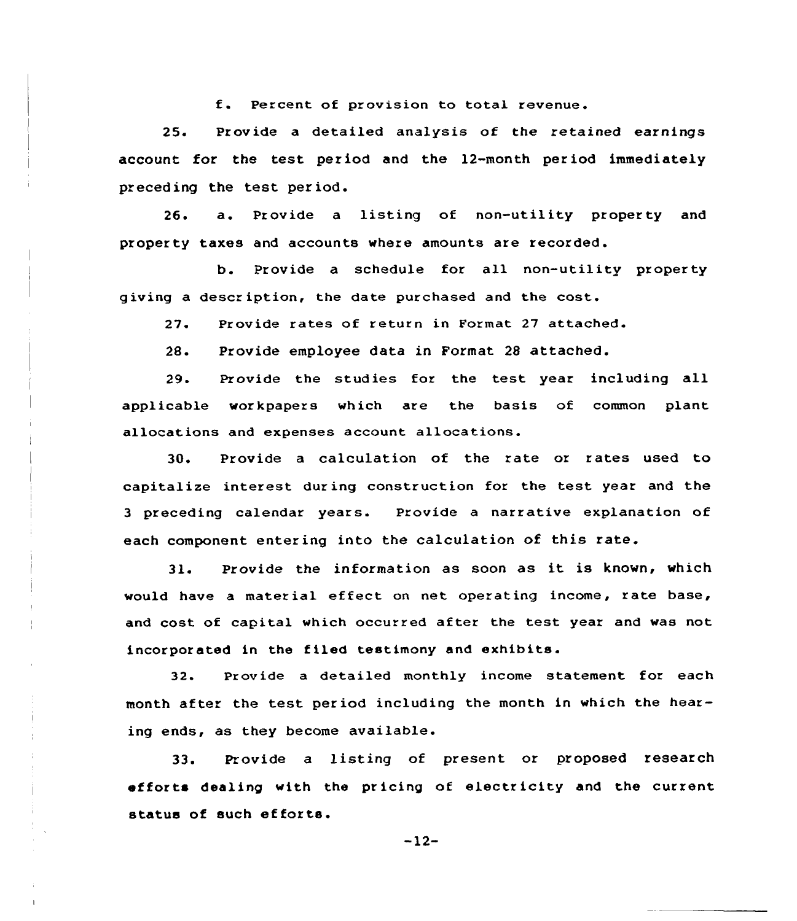f. Percent of provision to total revenue.

25. Provide a detailed analysis of the retained earnings account for the test period and the 12-month period immediately preceding the test period.

26. a. Provide a listing of non-utility property and property taxes and accounts where amounts are recorded.

b. Provide a schedule for all non-utility property giving a description, the date purchased and the cost.

27. Provide rates of return in Format 27 attached.

28. Provide employee data in Format 28 attached.

29. Provide the studies for the test year including all applicable workpapers which are the basis of common plant allocations and expenses account allocations.

30. Provide a calculation of the rate or rates used to capitalize interest during construction for the test year and the 3 preceding calendar years. Provide a narrative explanation of each component entering into the calculation of this rate.

31. Provide the information as soon as it is known, which would have a material effect on net operating income, rate base, and cost of capital which occurred after the test year and was not incorporated in the filed testimony and exhibits.

32. Provide a detailed monthly income statement for each month after the test period including the month in which the hearing ends, as they become available.

33. Provide a listing of present or proposed research efforts dealing with the pricing of electricity and the current status of such efforts.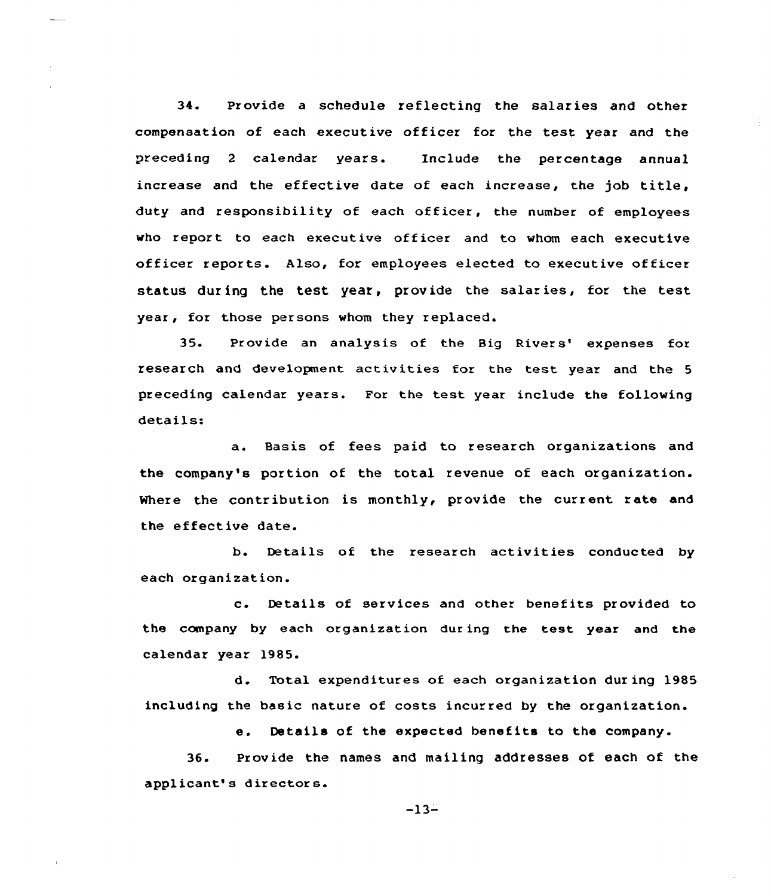34. Provide a schedule reflecting the salaries and other compensation of each executive officer for the test year and the preceding 2 calendar years. Include the percentage annual increase and the effective date of each increase, the job title, duty and responsibility of each officer, the number of employees who report to each executive officer and to whom each executive officer reports. Also, for employees elected to executive officer status during the test year, provide the salaries, for the test year, for those persons whom they replaced.

35. Provide an analysis of the Big Rivers' expenses for research and development activities for the test year and the 5 preceding calendar years. For the test year include the following details:

a. Basis of fees paid to research organizations and the company's portion of the total revenue of each organization. Where the contribution is monthly, provide the current rate and the effective date.

b. Details of the research activities conducted by each organization.

c. Details of services and other benefits provided to the company by each organization during the test year and the calendar year 1985.

d. Total expenditures of each organization during 1985 including the basic nature of costs incurred by the organization.

e. Details of the expected benefits to the company.

36. Provide the names and mailing addresses of each of the applicant's directors.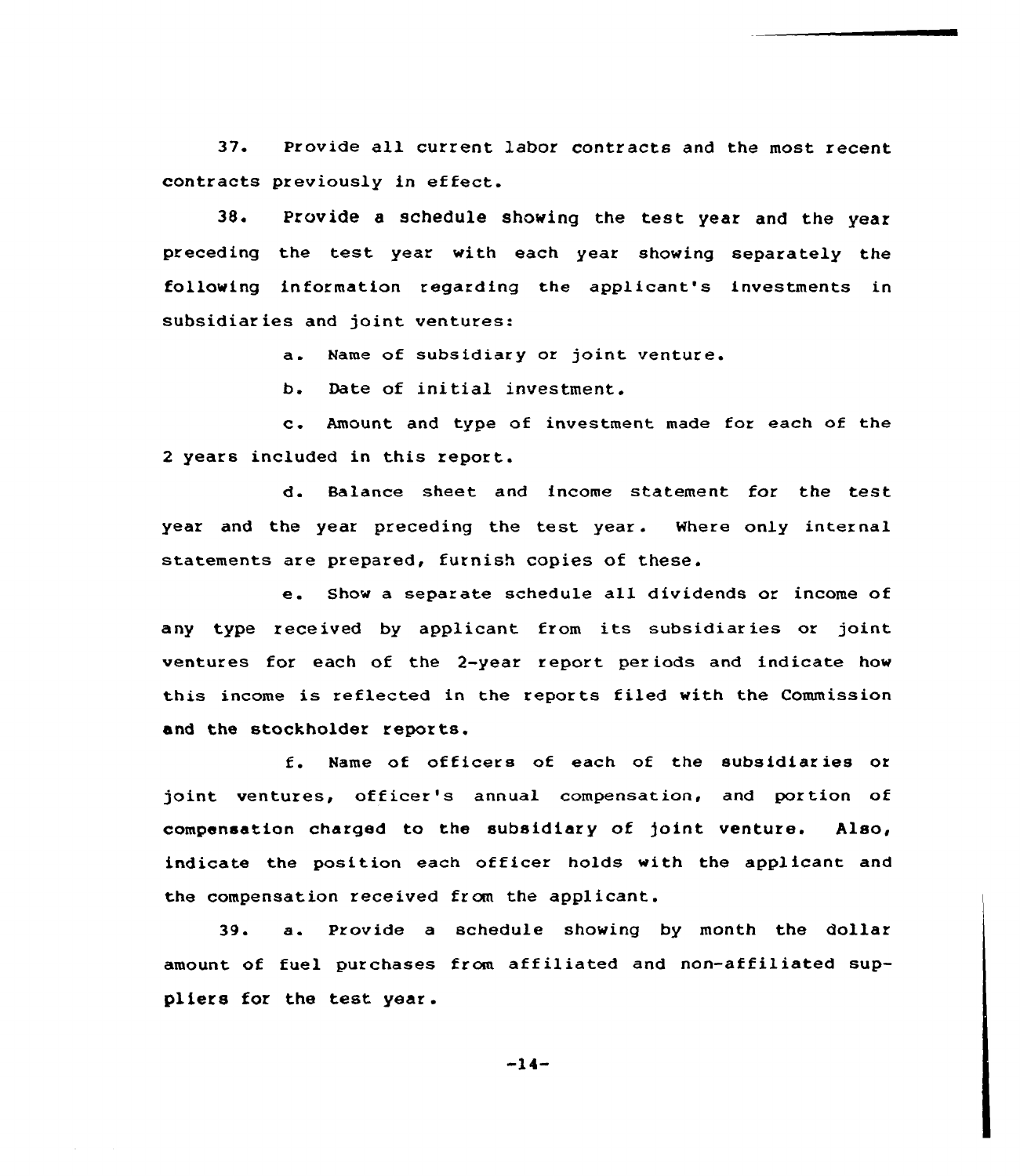37. Provide all current labor contracts and the most recent contracts previously in effect.

38. Provide a schedule showing the test year and the year preceding the test year with each year showing separately the following information regarding the applicant's investments in subsidiaries and joint ventures:

a. Name of subsidiary or joint venture.

b. Date of initial investment.

c. Amount and type of investment made for each of the 2 years included in this report.

d. Balance sheet and income statement for the test year and the year preceding the test year. Where only internal statements are prepared, furnish copies of these.

e. Show a separate schedule all dividends or income of any type received by applicant from its subsidiaries or joint ventures for each of the 2-year report periods and indicate how this income is reflected in the reports filed with the Commission and the stockholder reports.

f. Name of officers of each of the subsidiaries or joint ventures, officer's annual compensation, and portion of compensation charged to the subsidiary of joint venture. Also, indicate the position each officer holds with the applicant and the compensation received from the applicant.

39. a. Provide a schedule showing by month the dollar amount of fuel purchases from affiliated and non-affiliated suppliers for the test year.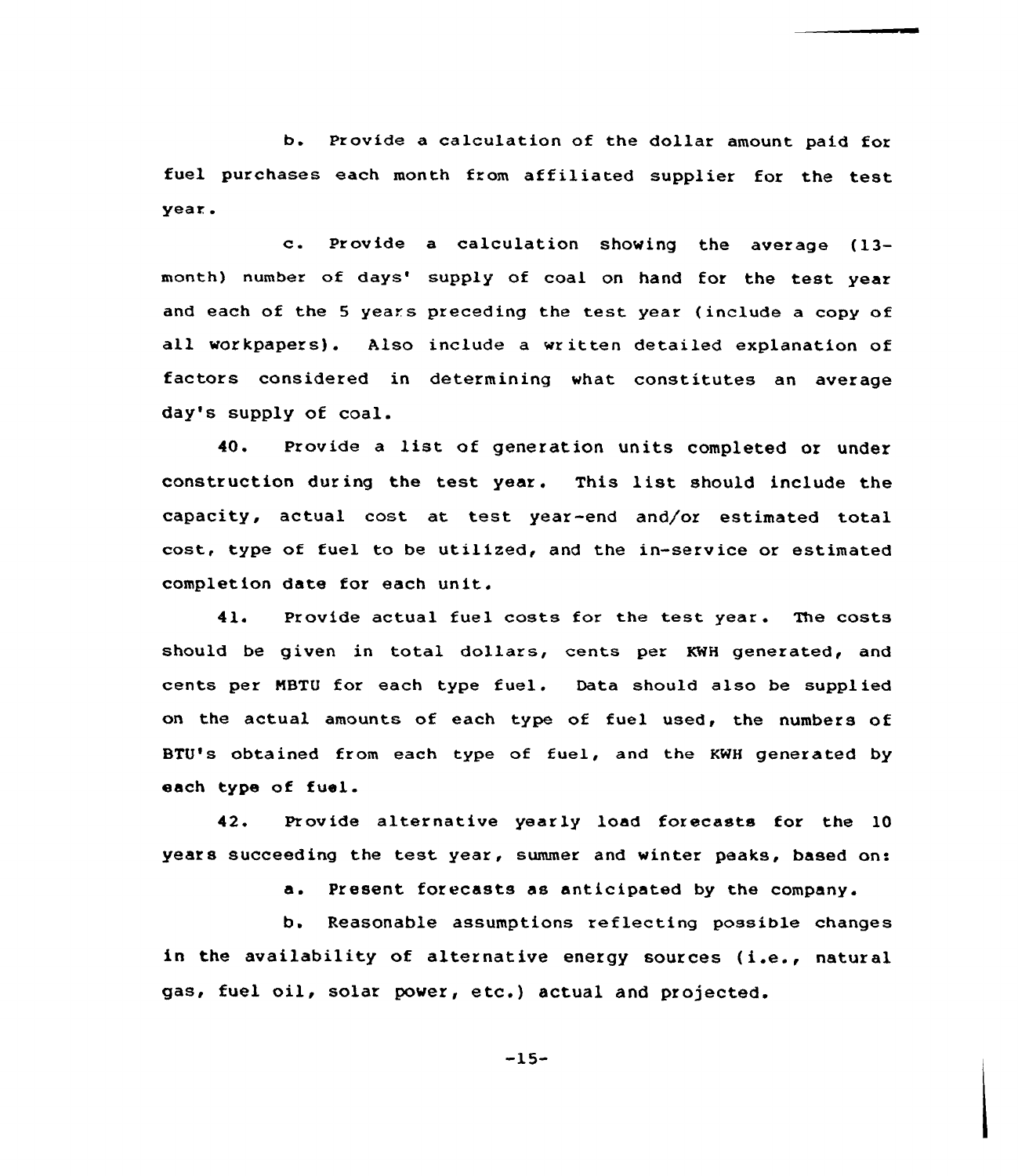b. Provide a calculation of the dollar amount paid for fuel purchases each month from affiliated supplier for the test year.

c. Provide a calculation showing the average (13-month) number of days' supply of coal on hand for the test year and each of the 5 years preceding the test year (include a copy of all workpapers). Also include a written detailed explanation of factors considered in determining what constitutes an average day's supply of coal.

40. Provide a list of generation units completed or under construction during the test year. This list should include the capacity, actual cost at test year-end and/or estimated total cost, type of fuel to be utilized, and the in-service or estimated completion date for each unit.

41. Provide actual fuel costs for the test year. The costs should be given in total dollars, cents per KWH generated, and cents per MBTU for each type fuel. Data should also be supplied on the actual amounts of each type of fuel used, the numbers of BTU's obtained from each type of fuel, and the KWH generated by each type of fuel.

42. Provide alternative yearly load forecasts for the 10 years succeeding the test year, summer and winter peaks, based on:

a. Present forecasts as anticipated by the company.

b. Reasonable assumptions reflecting possible changes in the availability of alternative energy sources (i.e., natural gas, fuel oil, solar power, etc.) actual and projected.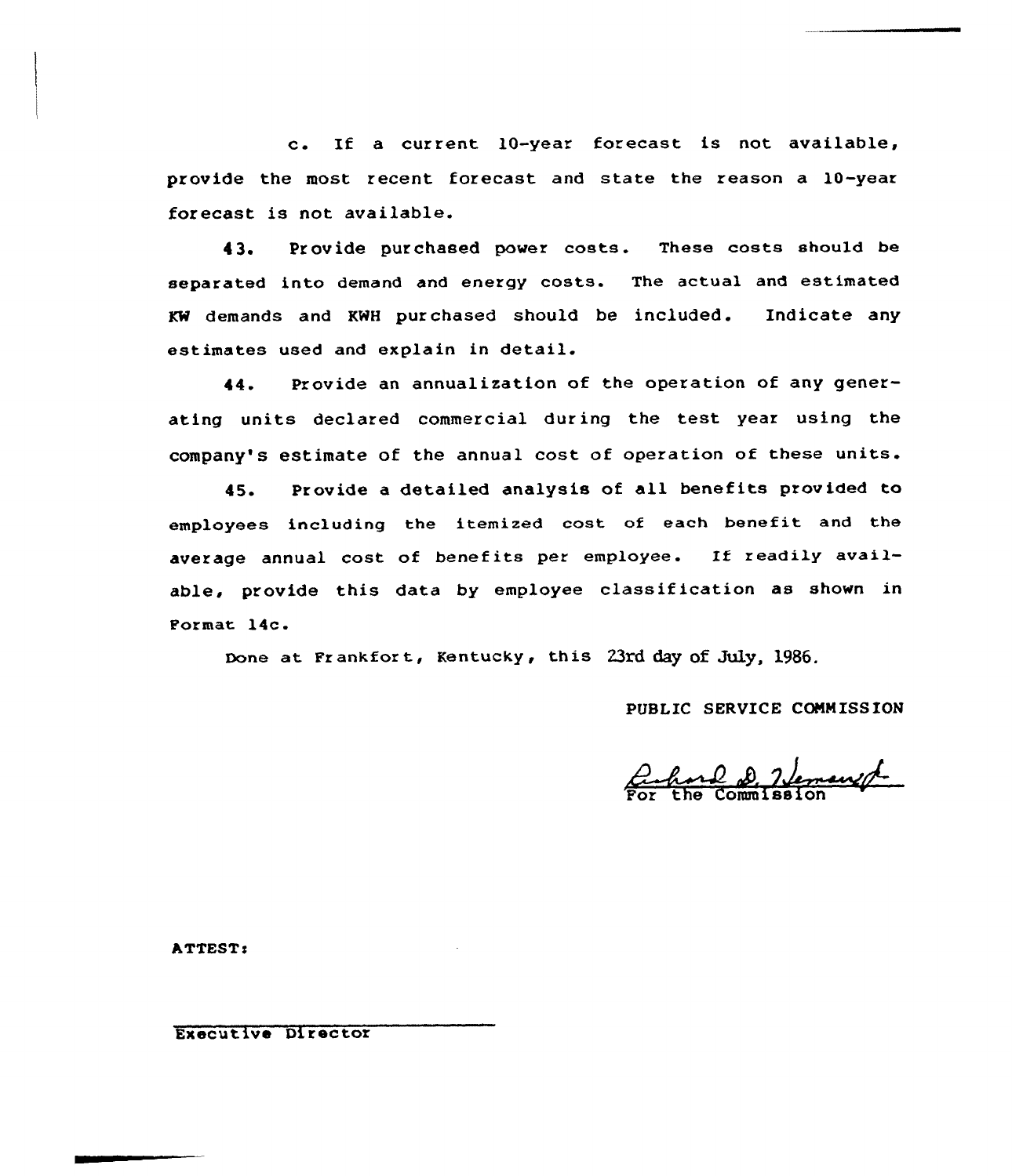c. If a current 10-year forecast is not available, provide the most recent forecast and state the reason a 10-year forecast is not available.

43. Provide purchased power costs. These costs should be separated into demand and energy costs. The actual and estimated KW demands and KWH purchased should be included. Indicate any estimates used and explain in detail.

44. Provide an annualization of the operation of any generating units declared commercial during the test year using the company's estimate of the annual cost of operation of these units.

45. Provide a detailed analysis of all benefits provided to employees including the itemized cost of each benefit and the average annual cost of benefits per employee. If readily available, provide this data by employee classification as shown in Format 14c.

Done at Frankfort, Kentucky, this 23rd day of July, 1986.

PUBLIC SERVICE COMMISSION

For the Commission

ATTEST:

Executive Director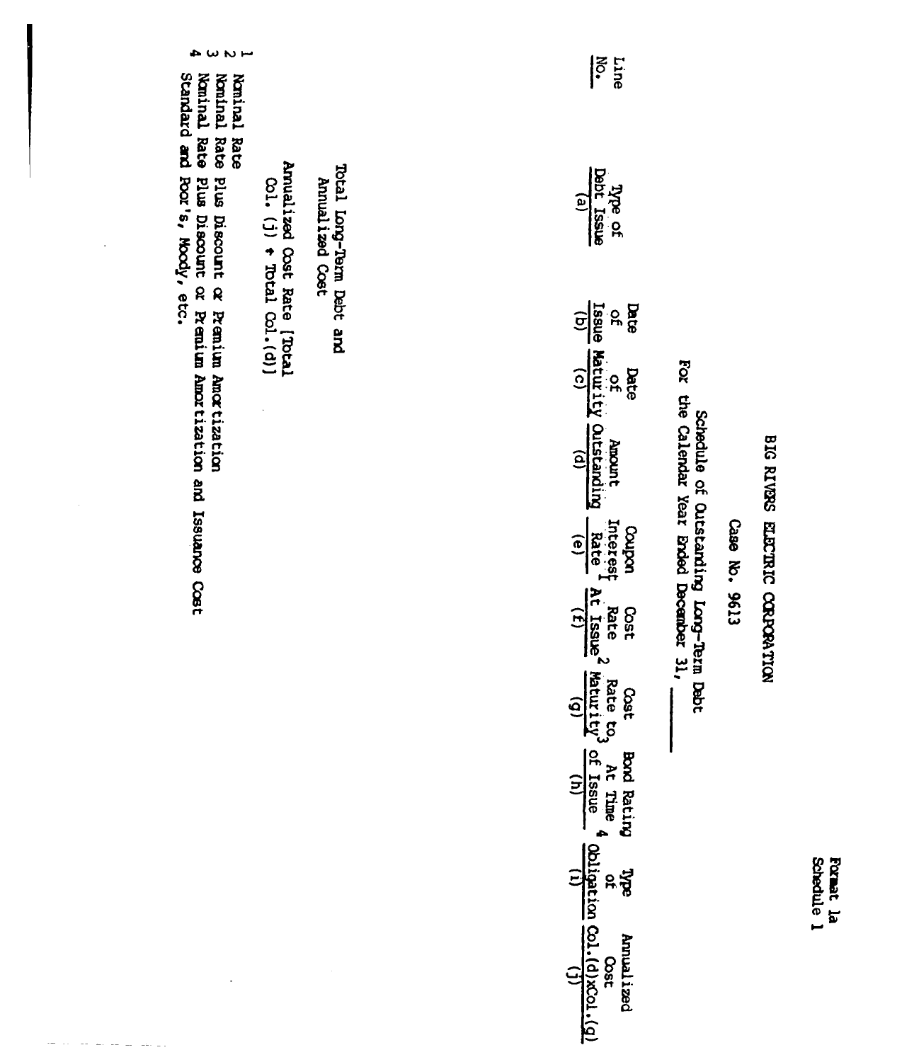Format 1a
Schedule 1

BIG RIVERS ELECTRIC CORPORATION

Case No. 9613

Schedule of Outstanding Long-Term Debt
For the Calendar Year Ended December 31, ______

| Line No. | Type of Debt Issue (a) | Date of Issue (b) | Date of Maturity (c) | Amount Outstanding (d) | Coupon Interest Rate[1] (e) | Cost Rate At Issue[2] (f) | Cost Rate to Maturity[3] (g) | Bond Rating At Time of Issue[4] (h) | Type of Obligation (i) | Annualized Cost Col.(d)xCol.(g) (j) |
|---|---|---|---|---|---|---|---|---|---|---|
| | Total Long-Term Debt and Annualized Cost | | | | | | | | | |
| | Annualized Cost Rate [Total Col. (j) ÷ Total Col.(d)] | | | | | | | | | |

1 Nominal Rate
2 Nominal Rate Plus Discount or Premium Amortization
3 Nominal Rate Plus Discount or Premium Amortization and Issuance Cost
4 Standard and Poor's, Moody, etc.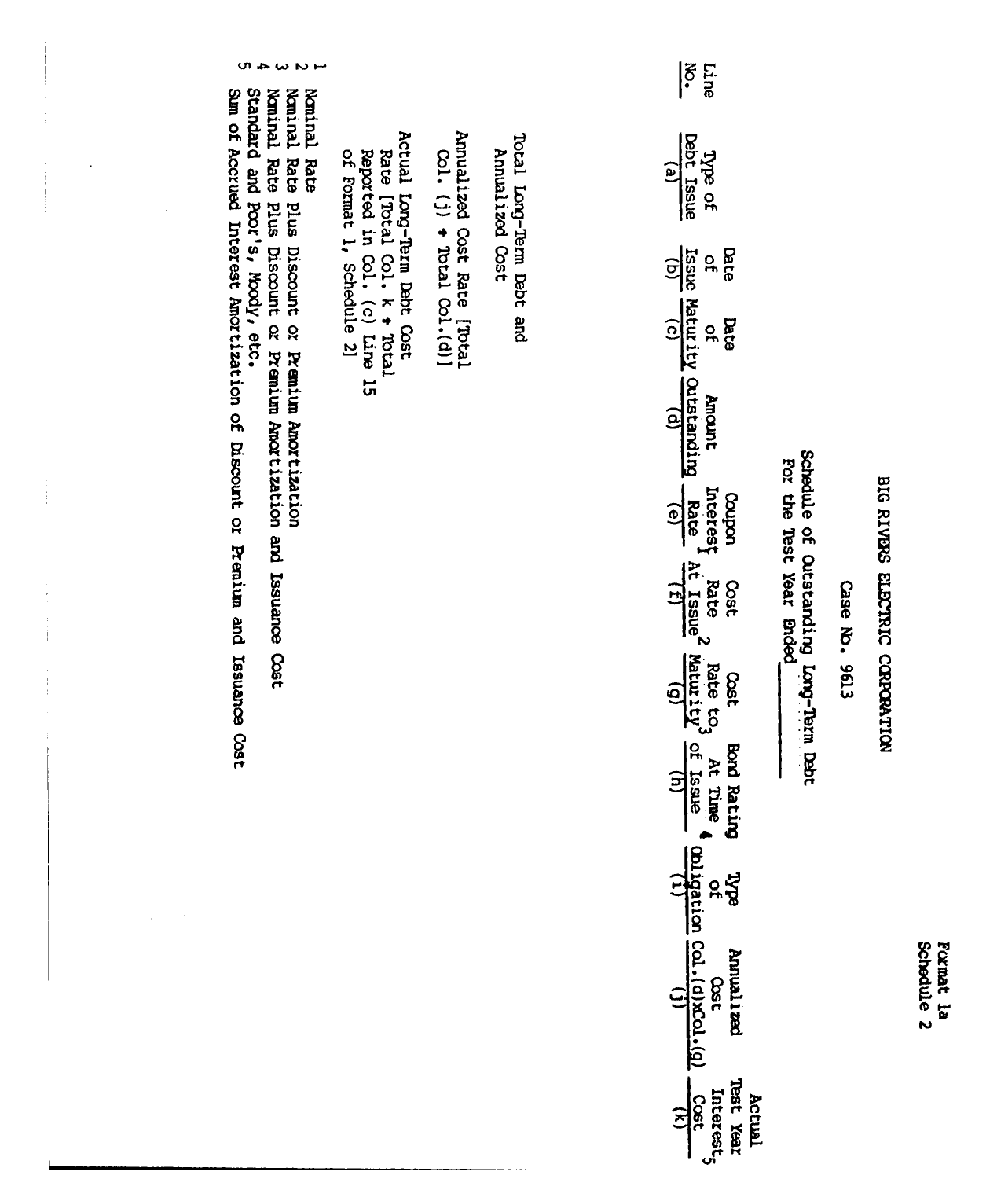Format 1a
Schedule 2

# BIG RIVERS ELECTRIC CORPORATION

Case No. 9613

Schedule of Outstanding Long-Term Debt
For the Test Year Ended ________

| Line No. | Type of Debt Issue (a) | Date of Issue (b) | Date of Maturity (c) | Amount Outstanding (d) | Coupon Interest Rate[1] (e) | Cost Rate At Issue[2] (f) | Cost Rate to Maturity[3] (g) | Bond Rating At Time of Issue[4] (h) | Type of Obligation (i) | Annualized Cost Col.(d)xCol.(g) (j) | Actual Test Year Interest Cost[5] (k) |
|---|---|---|---|---|---|---|---|---|---|---|---|
| | Total Long-Term Debt and Annualized Cost | | | | | | | | | | |
| | Annualized Cost Rate [Total Col. (j) ÷ Total Col.(d)] | | | | | | | | | | |
| | Actual Long-Term Debt Cost Rate [Total Col. k ÷ Total Reported in Col. (c) Line 15 of Format 1, Schedule 2] | | | | | | | | | | |

1 Nominal Rate
2 Nominal Rate Plus Discount or Premium Amortization
3 Nominal Rate Plus Discount or Premium Amortization and Issuance Cost
4 Standard and Poor's, Moody, etc.
5 Sum of Accrued Interest Amortization of Discount or Premium and Issuance Cost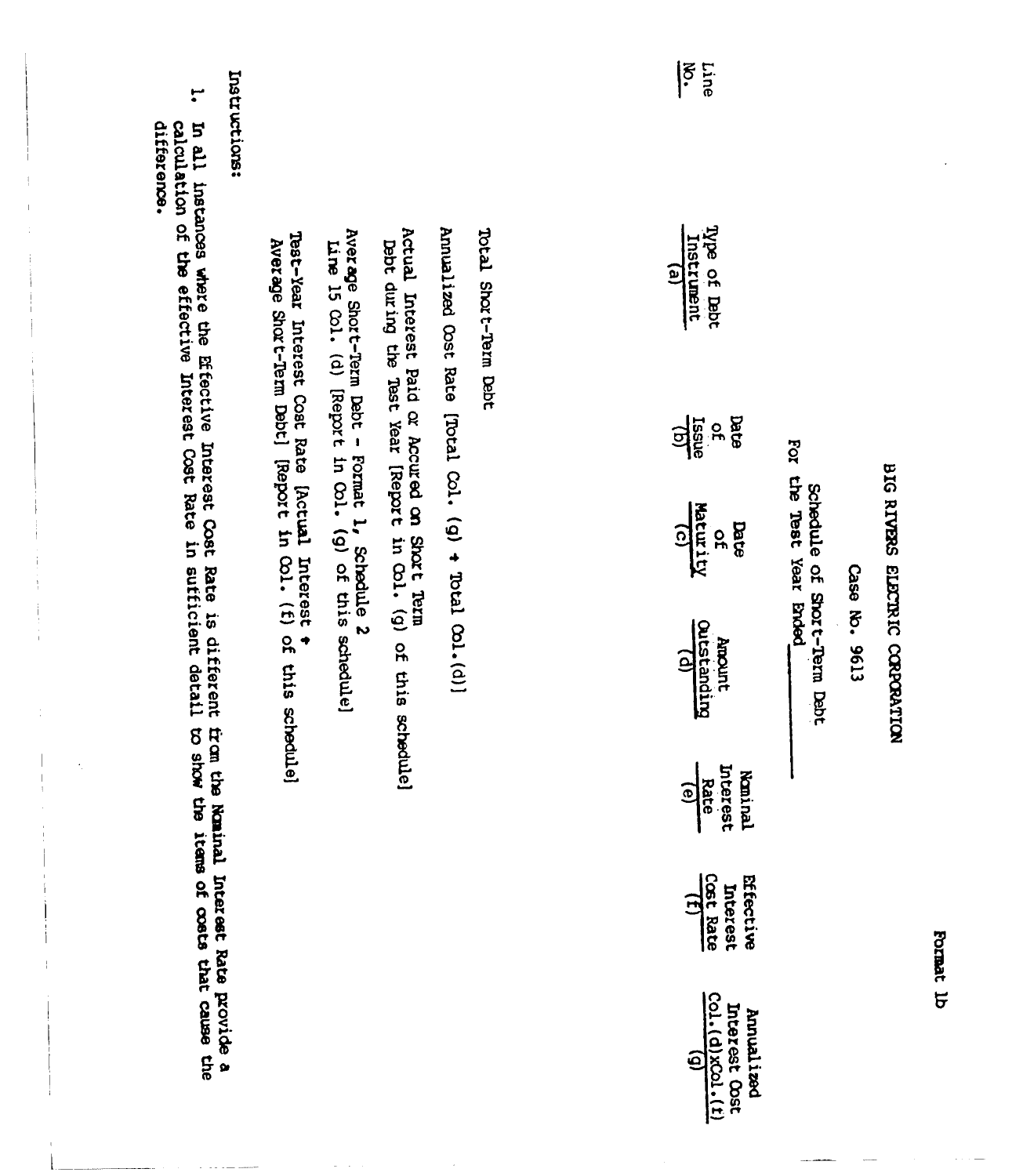Format 1b

# BIG RIVERS ELECTRIC CORPORATION

## Case No. 9613

### Schedule of Short-Term Debt

For the Test Year Ended ____________

| Line No. | Type of Debt Instrument (a) | Date of Issue (b) | Date of Maturity (c) | Amount Outstanding (d) | Nominal Interest Rate (e) | Effective Interest Cost Rate (f) | Annualized Interest Cost Col.(d)xCol.(f) (g) |
|---|---|---|---|---|---|---|---|
| | Total Short-Term Debt | | | | | | |
| | Annualized Cost Rate [Total Col. (g) ÷ Total Col.(d)] | | | | | | |
| | Actual Interest Paid or Accured on Short Term Debt during the Test Year [Report in Col. (g) of this schedule] | | | | | | |
| | Average Short-Term Debt - Format 1, Schedule 2 Line 15 Col. (d) [Report in Col. (g) of this schedule] | | | | | | |
| | Test-Year Interest Cost Rate [Actual Interest ÷ Average Short-Term Debt] [Report in Col. (f) of this schedule] | | | | | | |

Instructions:

1. In all instances where the Effective Interest Cost Rate is different from the Nominal Interest Rate provide a calculation of the effective Interest Cost Rate in sufficient detail to show the items of costs that cause the difference.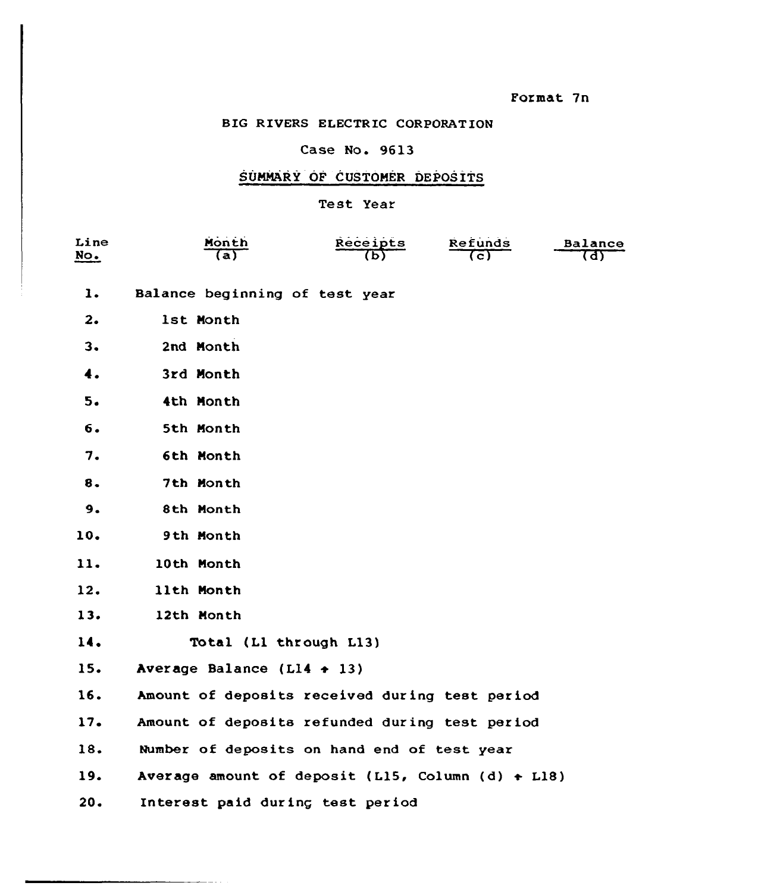Format 7n

BIG RIVERS ELECTRIC CORPORATION

Case No. 9613

## SUMMARY OF CUSTOMER DEPOSITS

Test Year

| Line No. | Month (a) | Receipts (b) | Refunds (c) | Balance (d) |
|---|---|---|---|---|
| 1. | Balance beginning of test year | | | |
| 2. | 1st Month | | | |
| 3. | 2nd Month | | | |
| 4. | 3rd Month | | | |
| 5. | 4th Month | | | |
| 6. | 5th Month | | | |
| 7. | 6th Month | | | |
| 8. | 7th Month | | | |
| 9. | 8th Month | | | |
| 10. | 9th Month | | | |
| 11. | 10th Month | | | |
| 12. | 11th Month | | | |
| 13. | 12th Month | | | |
| 14. | Total (L1 through L13) | | | |
| 15. | Average Balance (L14 ÷ 13) | | | |
| 16. | Amount of deposits received during test period | | | |
| 17. | Amount of deposits refunded during test period | | | |
| 18. | Number of deposits on hand end of test year | | | |
| 19. | Average amount of deposit (L15, Column (d) ÷ L18) | | | |
| 20. | Interest paid during test period | | | |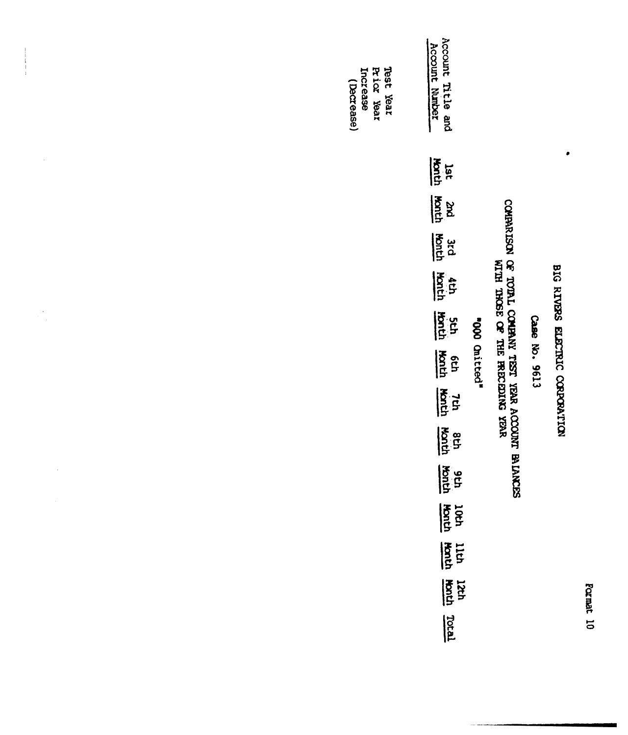Format 10

# BIG RIVERS ELECTRIC CORPORATION

## Case No. 9613

### COMPARISON OF TOTAL COMPANY TEST YEAR ACCOUNT BALANCES WITH THOSE OF THE PRECEDING YEAR

"000 Omitted"

| Account Title and Account Number | 1st Month | 2nd Month | 3rd Month | 4th Month | 5th Month | 6th Month | 7th Month | 8th Month | 9th Month | 10th Month | 11th Month | 12th Month | Total |
|---|---|---|---|---|---|---|---|---|---|---|---|---|---|
| Test Year | | | | | | | | | | | | | |
| Prior Year | | | | | | | | | | | | | |
| Increase (Decrease) | | | | | | | | | | | | | |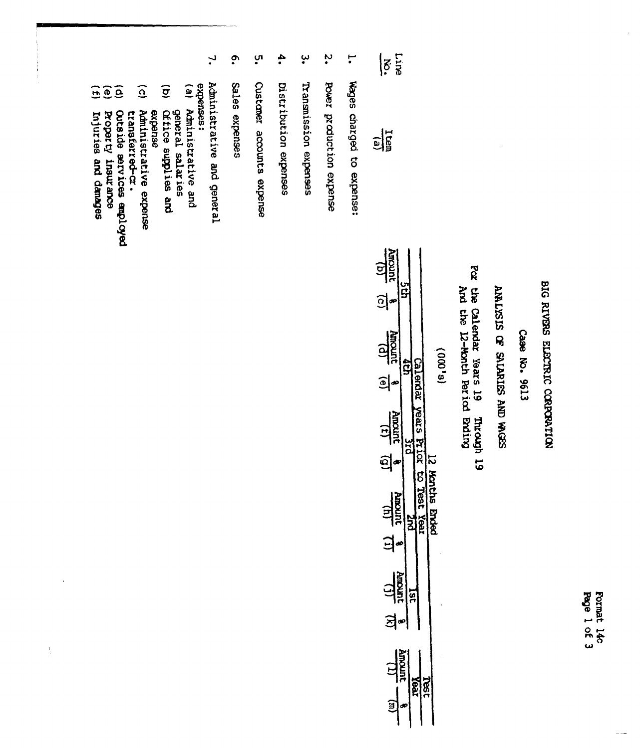Format 14c

# BIG RIVERS ELECTRIC CORPORATION

## Case No. 9613

## ANALYSIS OF SALARIES AND WAGES

For the Calendar Years 19 Through 19
And the 12-Month Period Ending

(000's)

| Line No. | Item (a) | 12 Months Ended | | | | | | | | | | | |
|---|---|---|---|---|---|---|---|---|---|---|---|---|---|
| | | Calendar years Prior to Test Year | | | | | | | | | | Test Year | |
| | | 5th | | 4th | | 3rd | | 2nd | | 1st | | | |
| | | Amount (b) | % (c) | Amount (d) | % (e) | Amount (f) | % (g) | Amount (h) | % (i) | Amount (j) | % (k) | Amount (l) | % (m) |
| 1. | Wages charged to expense: | | | | | | | | | | | | |
| 2. | Power production expense | | | | | | | | | | | | |
| 3. | Transmission expenses | | | | | | | | | | | | |
| 4. | Distribution expenses | | | | | | | | | | | | |
| 5. | Customer accounts expense | | | | | | | | | | | | |
| 6. | Sales expenses | | | | | | | | | | | | |
| 7. | Administrative and general expenses: | | | | | | | | | | | | |
| | (a) Administrative and general salaries | | | | | | | | | | | | |
| | (b) Office supplies and expense | | | | | | | | | | | | |
| | (c) Administrative expense transferred-cr. | | | | | | | | | | | | |
| | (d) Outside services employed | | | | | | | | | | | | |
| | (e) Property insurance | | | | | | | | | | | | |
| | (f) Injuries and damages | | | | | | | | | | | | |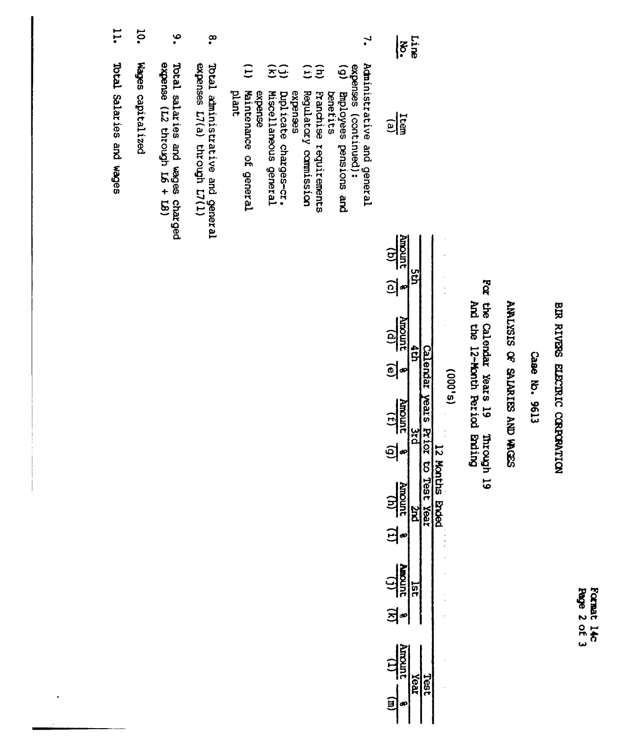Format 14c
Page 2 of 3

# BIG RIVERS ELECTRIC CORPORATION

## Case No. 9613

## ANALYSIS OF SALARIES AND WAGES

For the Calendar Years 19 Through 19
And the 12-Month Period Ending

(000's)

| Line No. | Item (a) | 12 Months Ended | | | | | | | | | | Test Year | |
|---|---|---|---|---|---|---|---|---|---|---|---|---|---|
| | | Calendar Years Prior to Test Year | | | | | | | | | | | |
| | | 5th | | 4th | | 3rd | | 2nd | | 1st | | | |
| | | Amount (b) | % (c) | Amount (d) | % (e) | Amount (f) | % (g) | Amount (h) | % (i) | Amount (j) | % (k) | Amount (l) | % (m) |
| 7. | Administrative and general expenses (continued): | | | | | | | | | | | | |
| | (g) Employees pensions and benefits | | | | | | | | | | | | |
| | (h) Franchise requirements | | | | | | | | | | | | |
| | (i) Regulatory commission expenses | | | | | | | | | | | | |
| | (j) Duplicate charges-cr. | | | | | | | | | | | | |
| | (k) Miscellaneous general expense | | | | | | | | | | | | |
| | (l) Maintenance of general plant | | | | | | | | | | | | |
| 8. | Total administrative and general expenses L7(a) through L7(l) | | | | | | | | | | | | |
| 9. | Total salaries and wages charged expense (L2 through L6 + L8) | | | | | | | | | | | | |
| 10. | Wages capitalized | | | | | | | | | | | | |
| 11. | Total Salaries and wages | | | | | | | | | | | | |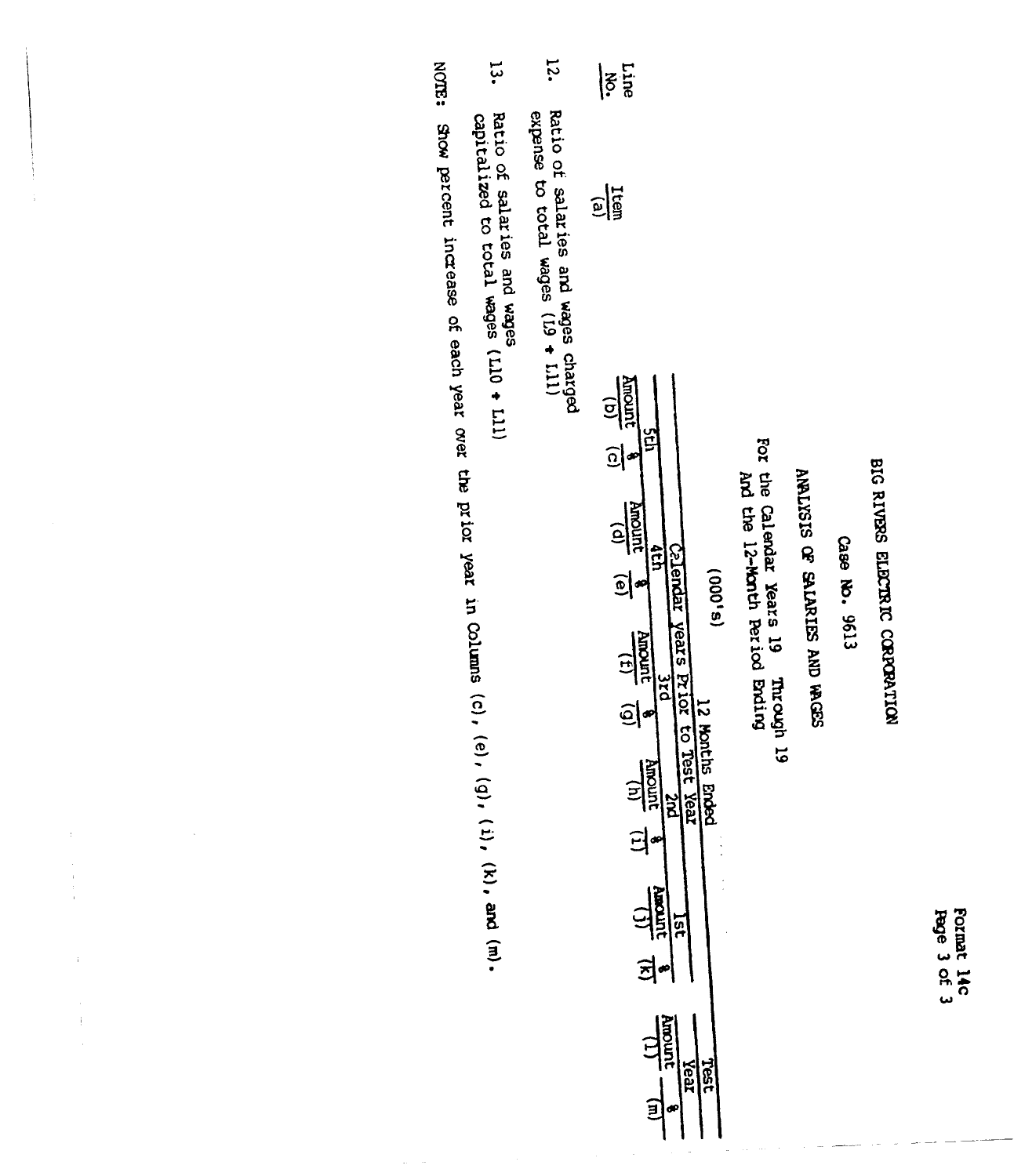Format 14c

BIG RIVERS ELECTRIC CORPORATION

Case No. 9613

ANALYSIS OF SALARIES AND WAGES

For the Calendar Years 19 Through 19
And the 12-Month Period Ending

(000's)

| Line No. | Item (a) | Calendar Years Prior to Test Year | | | | | | | | | | 12 Months Ended Test Year | |
|---|---|---|---|---|---|---|---|---|---|---|---|---|---|
| | | 5th | | 4th | | 3rd | | 2nd | | 1st | | | |
| | | Amount (b) | % (c) | Amount (d) | % (e) | Amount (f) | % (g) | Amount (h) | % (i) | Amount (j) | % (k) | Amount (l) | % (m) |
| 12. | Ratio of salaries and wages charged expense to total wages (L9 ÷ L11) | | | | | | | | | | | | |
| 13. | Ratio of salaries and wages capitalized to total wages (L10 ÷ L11) | | | | | | | | | | | | |

NOTE: Show percent increase of each year over the prior year in Columns (c), (e), (g), (i), (k), and (m).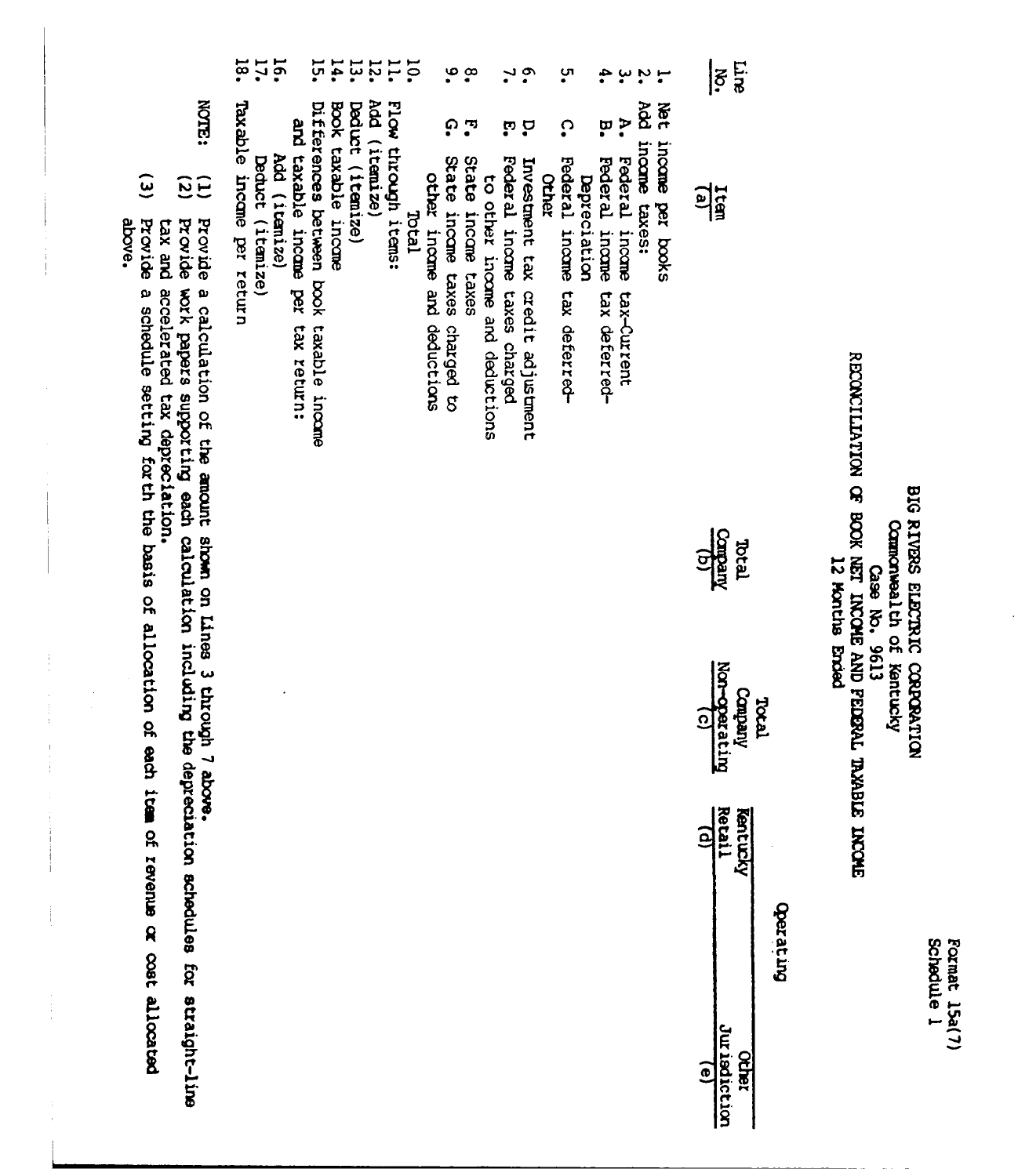Format 15a(7)
Schedule 1

# BIG RIVERS ELECTRIC CORPORATION

Commonwealth of Kentucky

Case No. 9613

RECONCILIATION OF BOOK NET INCOME AND FEDERAL TAXABLE INCOME

12 Months Ended

| Line No. | Item (a) | Total Company (b) | Total Company Non-operating (c) | Operating Kentucky Retail (d) | Operating Other Jurisdiction (e) |
|---|---|---|---|---|---|
| 1. | Net income per books | | | | |
| 2. | Add income taxes: | | | | |
| 3. | A. Federal income tax-Current | | | | |
| 4. | B. Federal income tax deferred-Depreciation | | | | |
| 5. | C. Federal income tax deferred-Other | | | | |
| 6. | D. Investment tax credit adjustment | | | | |
| 7. | E. Federal income taxes charged to other income and deductions | | | | |
| 8. | F. State income taxes | | | | |
| 9. | G. State income taxes charged to other income and deductions | | | | |
| 10. | Total | | | | |
| 11. | Flow through items: | | | | |
| 12. | Add (itemize) | | | | |
| 13. | Deduct (itemize) | | | | |
| 14. | Book taxable income | | | | |
| 15. | Differences between book taxable income and taxable income per tax return: | | | | |
| 16. | Add (itemize) | | | | |
| 17. | Deduct (itemize) | | | | |
| 18. | Taxable income per return | | | | |

NOTE:
(1) Provide a calculation of the amount shown on Lines 3 through 7 above.
(2) Provide work papers supporting each calculation including the depreciation schedules for straight-line tax and accelerated tax depreciation.
(3) Provide a schedule setting forth the basis of allocation of each item of revenue or cost allocated above.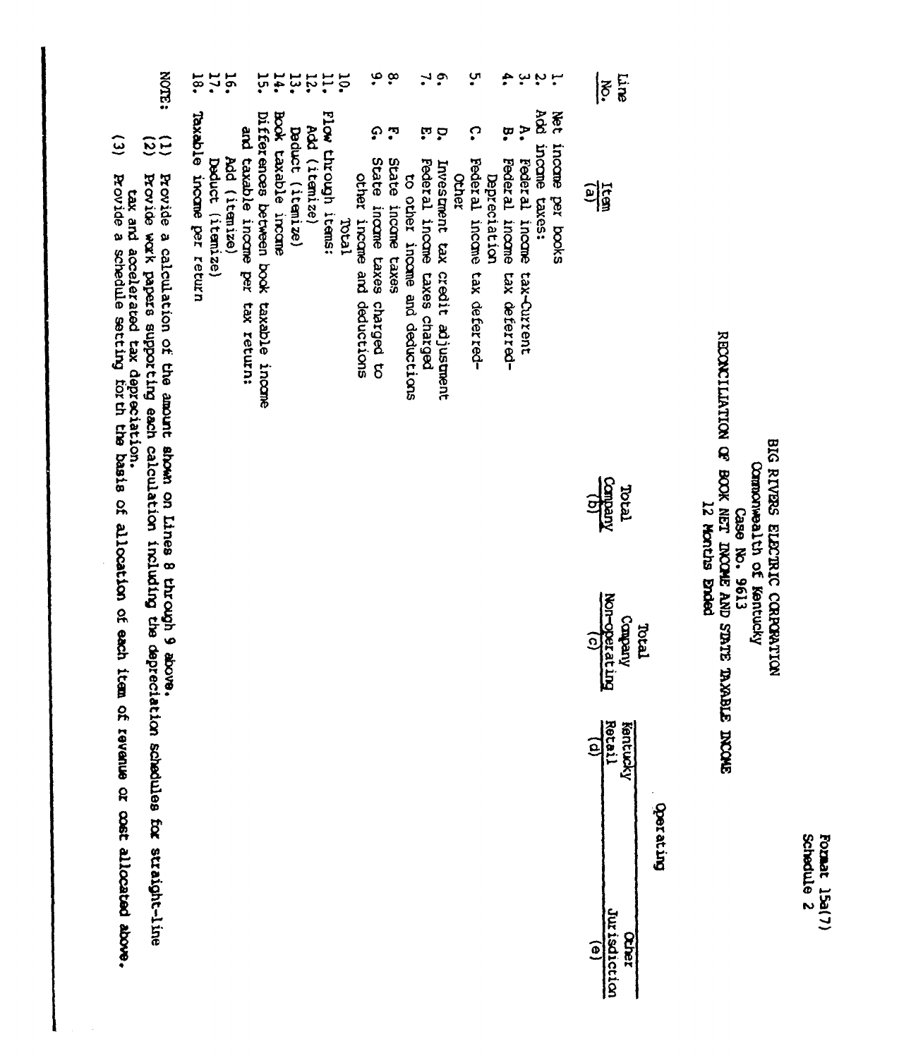Format 15a(7)
Schedule 2

# BIG RIVERS ELECTRIC CORPORATION
## Commonwealth of Kentucky
## Case No. 9613
## RECONCILIATION OF BOOK NET INCOME AND STATE TAXABLE INCOME
## 12 Months Ended

| Line No. | Item (a) | Total Company (b) | Total Company Non-operating (c) | Operating: Kentucky Retail (d) | Operating: Other Jurisdiction (e) |
|---|---|---|---|---|---|
| 1. | Net income per books | | | | |
| 2. | Add income taxes: | | | | |
| 3. | A. Federal income tax-Current | | | | |
| 4. | B. Federal income tax deferred-Depreciation | | | | |
| 5. | C. Federal income tax deferred-Other | | | | |
| 6. | D. Investment tax credit adjustment | | | | |
| 7. | E. Federal income taxes charged to other income and deductions | | | | |
| 8. | F. State income taxes | | | | |
| 9. | G. State income taxes charged to other income and deductions | | | | |
| 10. | Total | | | | |
| 11. | Flow through items: | | | | |
| 12. | Add (itemize) | | | | |
| 13. | Deduct (itemize) | | | | |
| 14. | Book taxable income | | | | |
| 15. | Differences between book taxable income and taxable income per tax return: | | | | |
| 16. | Add (itemize) | | | | |
| 17. | Deduct (itemize) | | | | |
| 18. | Taxable income per return | | | | |

NOTE:
(1) Provide a calculation of the amount shown on Lines 8 through 9 above.
(2) Provide work papers supporting each calculation including the depreciation schedules for straight-line tax and accelerated tax depreciation.
(3) Provide a schedule setting forth the basis of allocation of each item of revenue or cost allocated above.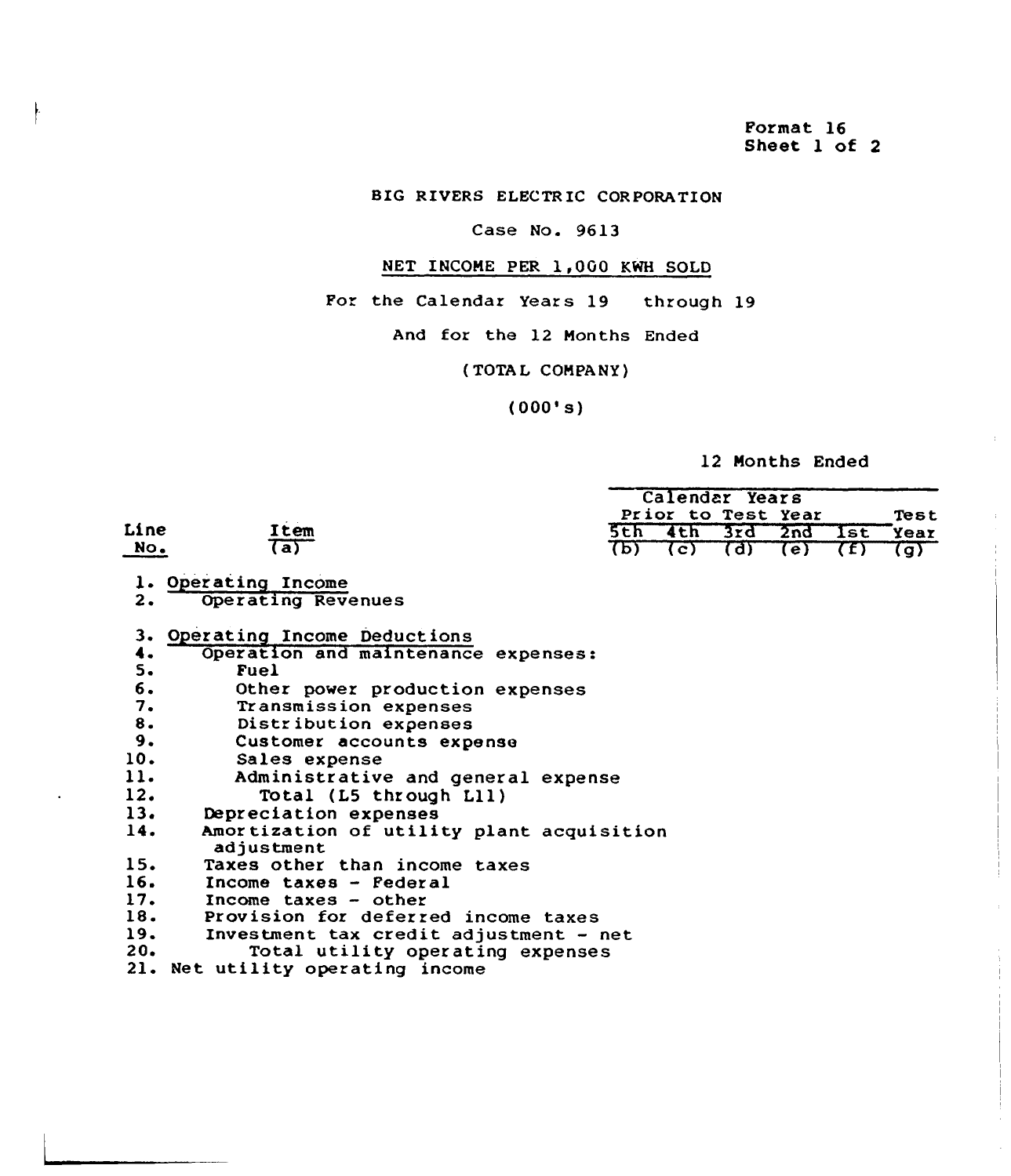Format 16
Sheet 1 of 2

BIG RIVERS ELECTRIC CORPORATION

Case No. 9613

NET INCOME PER 1,000 KWH SOLD

For the Calendar Years 19 through 19

And for the 12 Months Ended

(TOTAL COMPANY)

(000's)

| Line No. | Item (a) | Calendar Years Prior to Test Year 5th (b) | 4th (c) | 3rd (d) | 2nd (e) | 1st (f) | 12 Months Ended Test Year (g) |
|---|---|---|---|---|---|---|---|
| 1. | Operating Income | | | | | | |
| 2. | Operating Revenues | | | | | | |
| 3. | Operating Income Deductions | | | | | | |
| 4. | Operation and maintenance expenses: | | | | | | |
| 5. | Fuel | | | | | | |
| 6. | Other power production expenses | | | | | | |
| 7. | Transmission expenses | | | | | | |
| 8. | Distribution expenses | | | | | | |
| 9. | Customer accounts expense | | | | | | |
| 10. | Sales expense | | | | | | |
| 11. | Administrative and general expense | | | | | | |
| 12. | Total (L5 through L11) | | | | | | |
| 13. | Depreciation expenses | | | | | | |
| 14. | Amortization of utility plant acquisition adjustment | | | | | | |
| 15. | Taxes other than income taxes | | | | | | |
| 16. | Income taxes - Federal | | | | | | |
| 17. | Income taxes - other | | | | | | |
| 18. | Provision for deferred income taxes | | | | | | |
| 19. | Investment tax credit adjustment - net | | | | | | |
| 20. | Total utility operating expenses | | | | | | |
| 21. | Net utility operating income | | | | | | |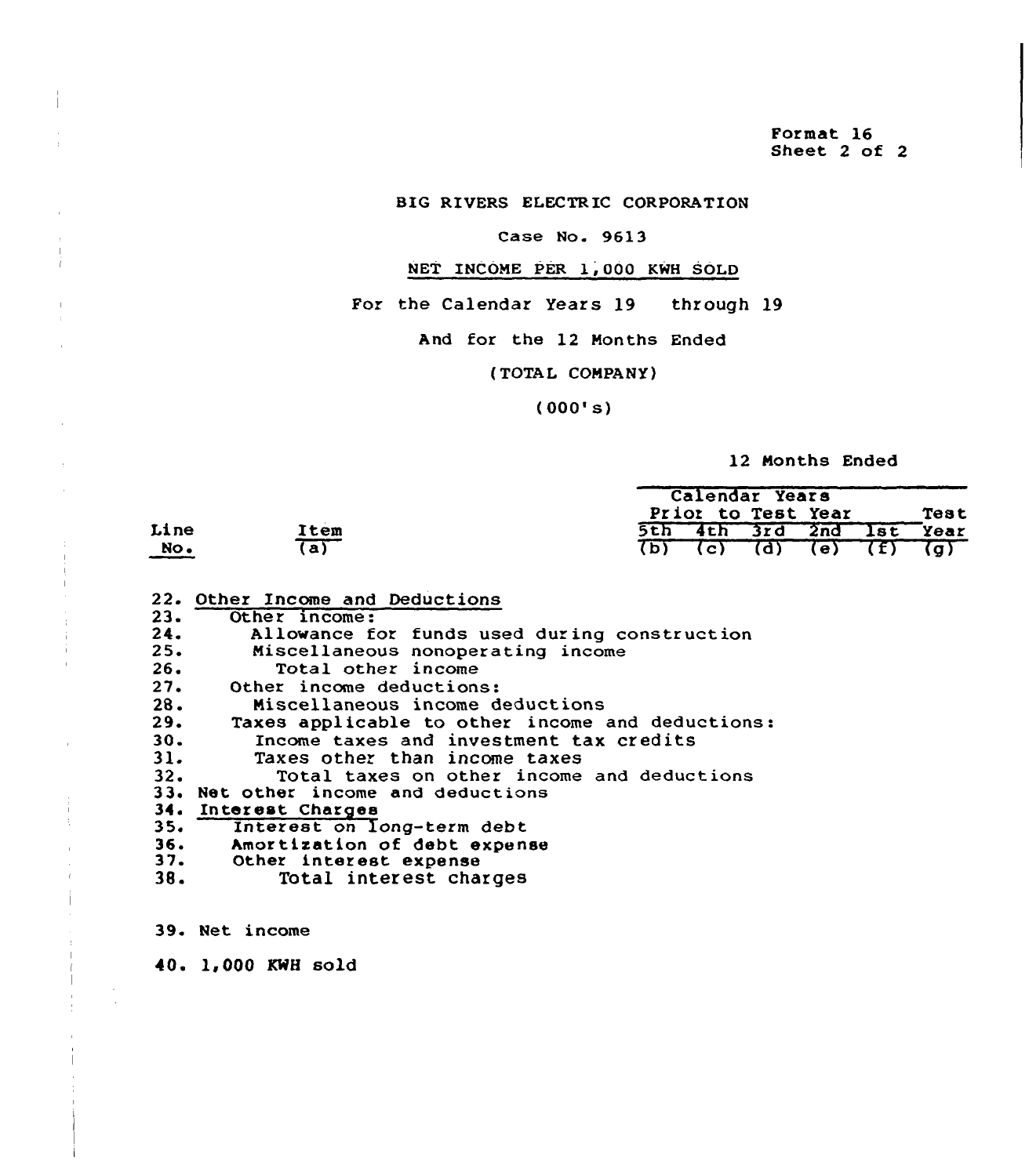Format 16
Sheet 2 of 2

BIG RIVERS ELECTRIC CORPORATION

Case No. 9613

NET INCOME PER 1,000 KWH SOLD

For the Calendar Years 19 through 19

And for the 12 Months Ended

(TOTAL COMPANY)

(000's)

| Line No. | Item (a) | Calendar Years Prior to Test Year 5th (b) | 4th (c) | 3rd (d) | 2nd (e) | 1st (f) | 12 Months Ended Test Year (g) |
|---|---|---|---|---|---|---|---|
| 22. | Other Income and Deductions | | | | | | |
| 23. | Other income: | | | | | | |
| 24. | Allowance for funds used during construction | | | | | | |
| 25. | Miscellaneous nonoperating income | | | | | | |
| 26. | Total other income | | | | | | |
| 27. | Other income deductions: | | | | | | |
| 28. | Miscellaneous income deductions | | | | | | |
| 29. | Taxes applicable to other income and deductions: | | | | | | |
| 30. | Income taxes and investment tax credits | | | | | | |
| 31. | Taxes other than income taxes | | | | | | |
| 32. | Total taxes on other income and deductions | | | | | | |
| 33. | Net other income and deductions | | | | | | |
| 34. | Interest Charges | | | | | | |
| 35. | Interest on long-term debt | | | | | | |
| 36. | Amortization of debt expense | | | | | | |
| 37. | Other interest expense | | | | | | |
| 38. | Total interest charges | | | | | | |
| 39. | Net income | | | | | | |
| 40. | 1,000 KWH sold | | | | | | |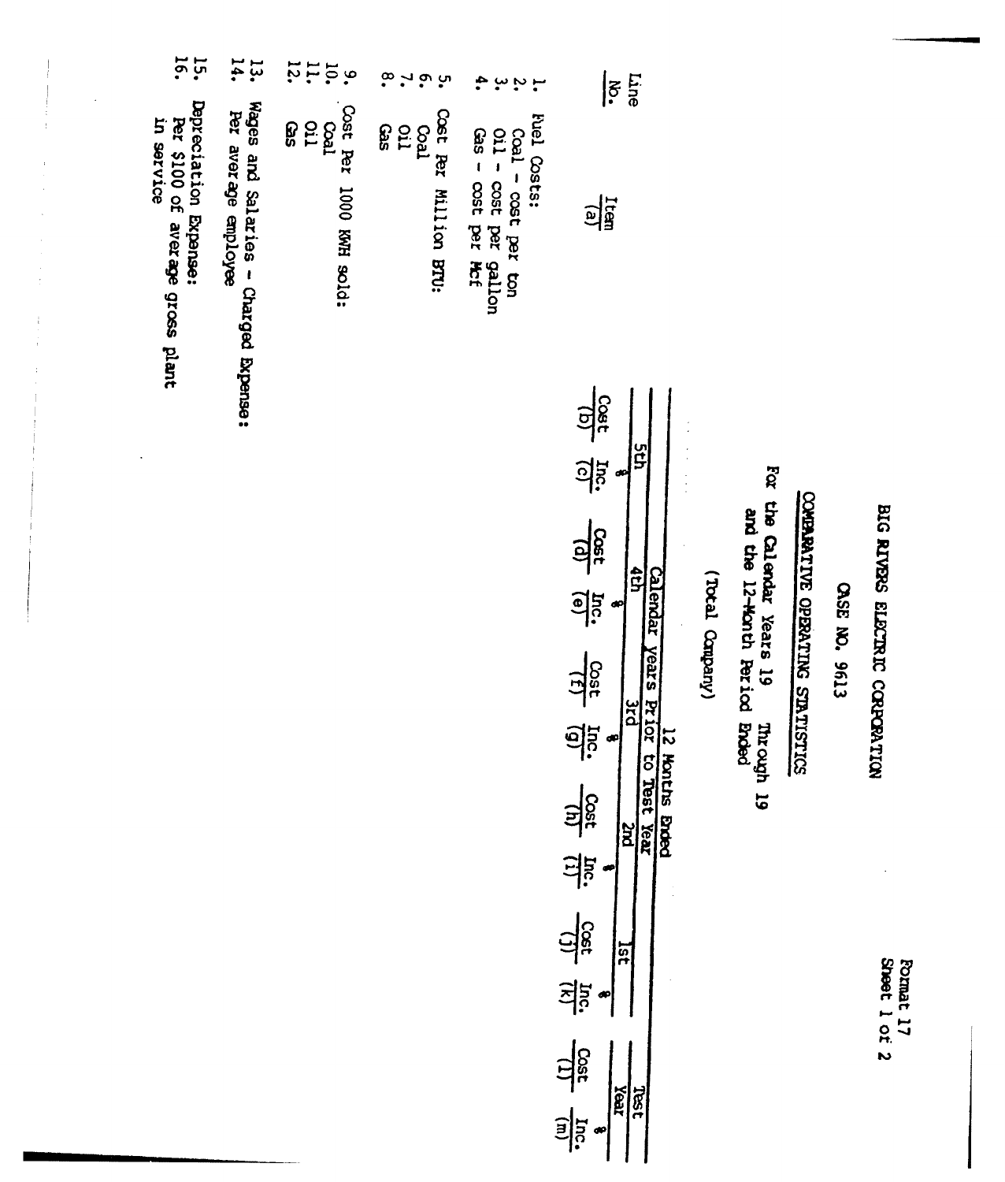Format 17
Sheet 1 of 2

# BIG RIVERS ELECTRIC CORPORATION

## CASE NO. 9613

## COMPARATIVE OPERATING STATISTICS

For the Calendar Years 19    Through 19
and the 12-Month Period Ended

(Total Company)

| Line No. | Item (a) | 5th Cost (b) | 5th % Inc. (c) | 4th Cost (d) | 4th % Inc. (e) | 3rd Cost (f) | 3rd % Inc. (g) | 2nd Cost (h) | 2nd % Inc. (i) | 1st Cost (j) | 1st % Inc. (k) | Test Year Cost (l) | Test Year % Inc. (m) |
|---|---|---|---|---|---|---|---|---|---|---|---|---|---|
| | | 12 Months Ended – Calendar Years Prior to Test Year | | | | | | | | | | | |
| 1. | Fuel Costs: | | | | | | | | | | | | |
| 2. | Coal - cost per ton | | | | | | | | | | | | |
| 3. | Oil - cost per gallon | | | | | | | | | | | | |
| 4. | Gas - cost per Mcf | | | | | | | | | | | | |
| 5. | Cost Per Million BTU: | | | | | | | | | | | | |
| 6. | Coal | | | | | | | | | | | | |
| 7. | Oil | | | | | | | | | | | | |
| 8. | Gas | | | | | | | | | | | | |
| 9. | Cost Per 1000 KWH sold: | | | | | | | | | | | | |
| 10. | Coal | | | | | | | | | | | | |
| 11. | Oil | | | | | | | | | | | | |
| 12. | Gas | | | | | | | | | | | | |
| 13. | Wages and Salaries - Charged Expense: | | | | | | | | | | | | |
| 14. | Per average employee | | | | | | | | | | | | |
| 15. | Depreciation Expense: | | | | | | | | | | | | |
| 16. | Per $100 of average gross plant in service | | | | | | | | | | | | |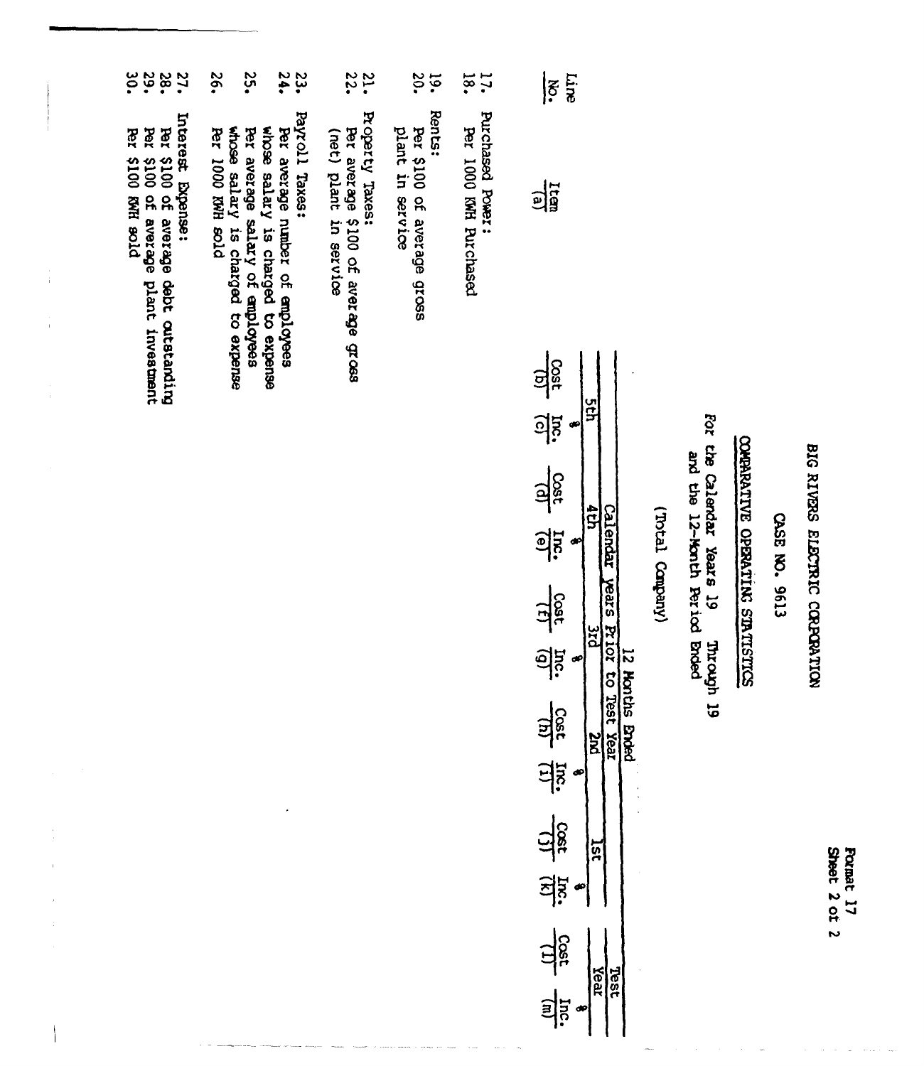Format 17
Sheet 2 of 2

# BIG RIVERS ELECTRIC CORPORATION

## CASE NO. 9613

## COMPARATIVE OPERATING STATISTICS

For the Calendar Years 19   Through 19
and the 12-Month Period Ended

(Total Company)

| Line No. | Item (a) | 12 Months Ended — Calendar Years Prior to Test Year — 5th Cost (b) | % Inc. (c) | 4th Cost (d) | % Inc. (e) | 3rd Cost (f) | % Inc. (g) | 2nd Cost (h) | % Inc. (i) | 1st Cost (j) | % Inc. (k) | Test Year Cost (l) | % Inc. (m) |
|---|---|---|---|---|---|---|---|---|---|---|---|---|---|
| 17. | Purchased Power: | | | | | | | | | | | | |
| 18. | Per 1000 KWH Purchased | | | | | | | | | | | | |
| 19. | Rents: | | | | | | | | | | | | |
| 20. | Per $100 of average gross plant in service | | | | | | | | | | | | |
| 21. | Property Taxes: | | | | | | | | | | | | |
| 22. | Per average $100 of average gross (net) plant in service | | | | | | | | | | | | |
| 23. | Payroll Taxes: | | | | | | | | | | | | |
| 24. | Per average number of employees whose salary is charged to expense | | | | | | | | | | | | |
| 25. | Per average salary of employees whose salary is charged to expense | | | | | | | | | | | | |
| 26. | Per 1000 KWH sold | | | | | | | | | | | | |
| 27. | Interest Expense: | | | | | | | | | | | | |
| 28. | Per $100 of average debt outstanding | | | | | | | | | | | | |
| 29. | Per $100 of average plant investment | | | | | | | | | | | | |
| 30. | Per $100 KWH sold | | | | | | | | | | | | |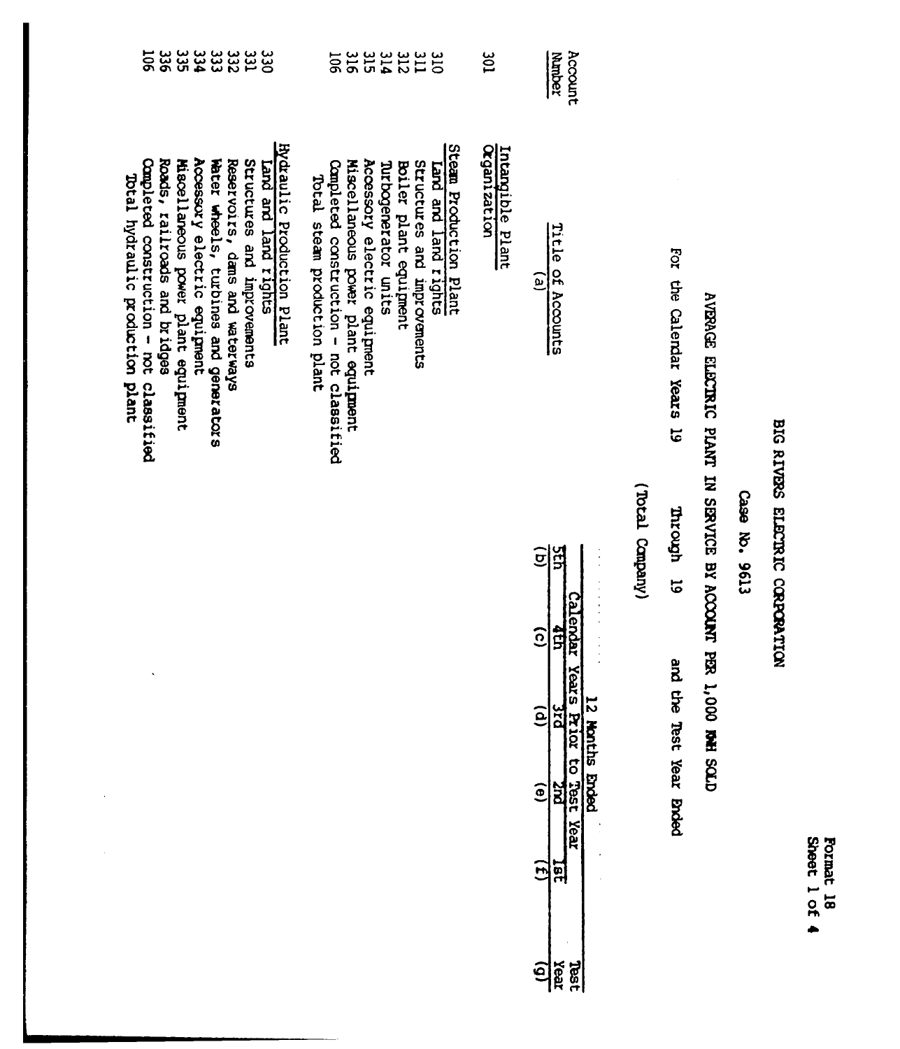Format 18
Sheet 1 of 4

# BIG RIVERS ELECTRIC CORPORATION

## Case No. 9613

### AVERAGE ELECTRIC PLANT IN SERVICE BY ACCOUNT PER 1,000 KWH SOLD

For the Calendar Years 19 Through 19 and the Test Year Ended

(Total Company)

| Account Number | Title of Accounts (a) | 12 Months Ended Calendar Years Prior to Test Year 5th (b) | 4th (c) | 3rd (d) | 2nd (e) | 1st (f) | Test Year (g) |
|---|---|---|---|---|---|---|---|
| | Intangible Plant | | | | | | |
| 301 | Organization | | | | | | |
| | Steam Production Plant | | | | | | |
| 310 | Land and land rights | | | | | | |
| 311 | Structures and improvements | | | | | | |
| 312 | Boiler plant equipment | | | | | | |
| 314 | Turbogenerator units | | | | | | |
| 315 | Accessory electric equipment | | | | | | |
| 316 | Miscellaneous power plant equipment | | | | | | |
| 106 | Completed construction - not classified | | | | | | |
| | Total steam production plant | | | | | | |
| | Hydraulic Production Plant | | | | | | |
| 330 | Land and land rights | | | | | | |
| 331 | Structures and improvements | | | | | | |
| 332 | Reservoirs, dams and waterways | | | | | | |
| 333 | Water wheels, turbines and generators | | | | | | |
| 334 | Accessory electric equipment | | | | | | |
| 335 | Miscellaneous power plant equipment | | | | | | |
| 336 | Roads, railroads and bridges | | | | | | |
| 106 | Completed construction - not classified | | | | | | |
| | Total hydraulic production plant | | | | | | |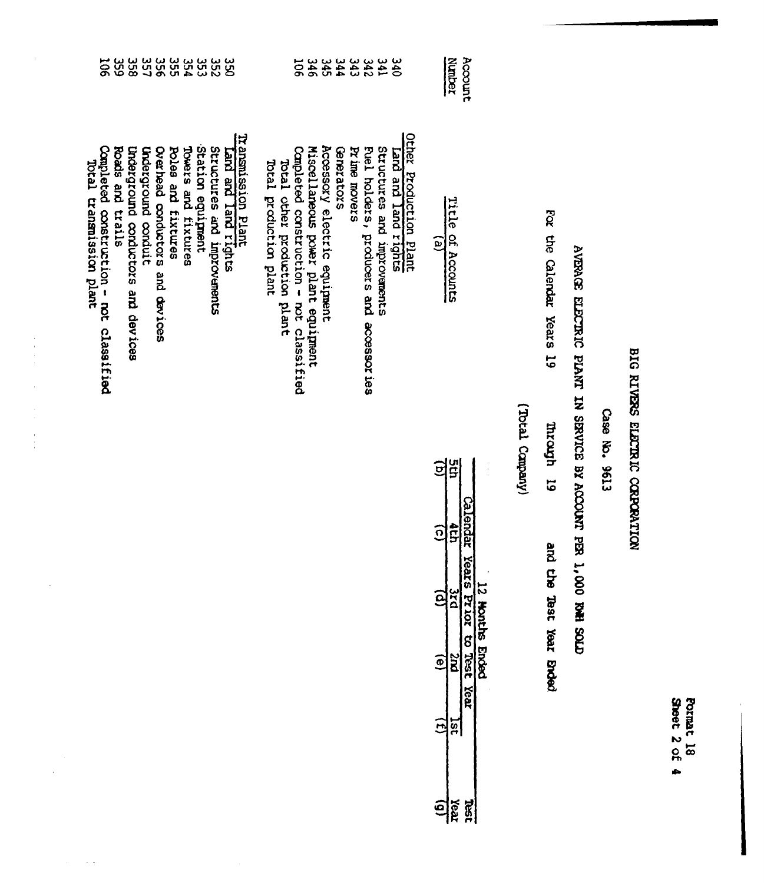Format 18
Sheet 2 of 4

# BIG RIVERS ELECTRIC CORPORATION

## Case No. 9613

## AVERAGE ELECTRIC PLANT IN SERVICE BY ACCOUNT PER 1,000 KWH SOLD

For the Calendar Years 19 Through 19 and the Test Year Ended

(Total Company)

| Account Number | Title of Accounts (a) | 12 Months Ended Calendar Years Prior to Test Year 5th (b) | 4th (c) | 3rd (d) | 2nd (e) | 1st (f) | Test Year (g) |
|---|---|---|---|---|---|---|---|
| | Other Production Plant | | | | | | |
| 340 | Land and land rights | | | | | | |
| 341 | Structures and improvements | | | | | | |
| 342 | Fuel holders, producers and accessories | | | | | | |
| 343 | Prime movers | | | | | | |
| 344 | Generators | | | | | | |
| 345 | Accessory electric equipment | | | | | | |
| 346 | Miscellaneous power plant equipment | | | | | | |
| 106 | Completed construction - not classified | | | | | | |
| | Total other production plant | | | | | | |
| | Total production plant | | | | | | |
| | Transmission Plant | | | | | | |
| 350 | Land and land rights | | | | | | |
| 352 | Structures and improvements | | | | | | |
| 353 | Station equipment | | | | | | |
| 354 | Towers and fixtures | | | | | | |
| 355 | Poles and fixtures | | | | | | |
| 356 | Overhead conductors and devices | | | | | | |
| 357 | Underground conduit | | | | | | |
| 358 | Underground conductors and devices | | | | | | |
| 359 | Roads and trails | | | | | | |
| 106 | Completed construction - not classified | | | | | | |
| | Total transmission plant | | | | | | |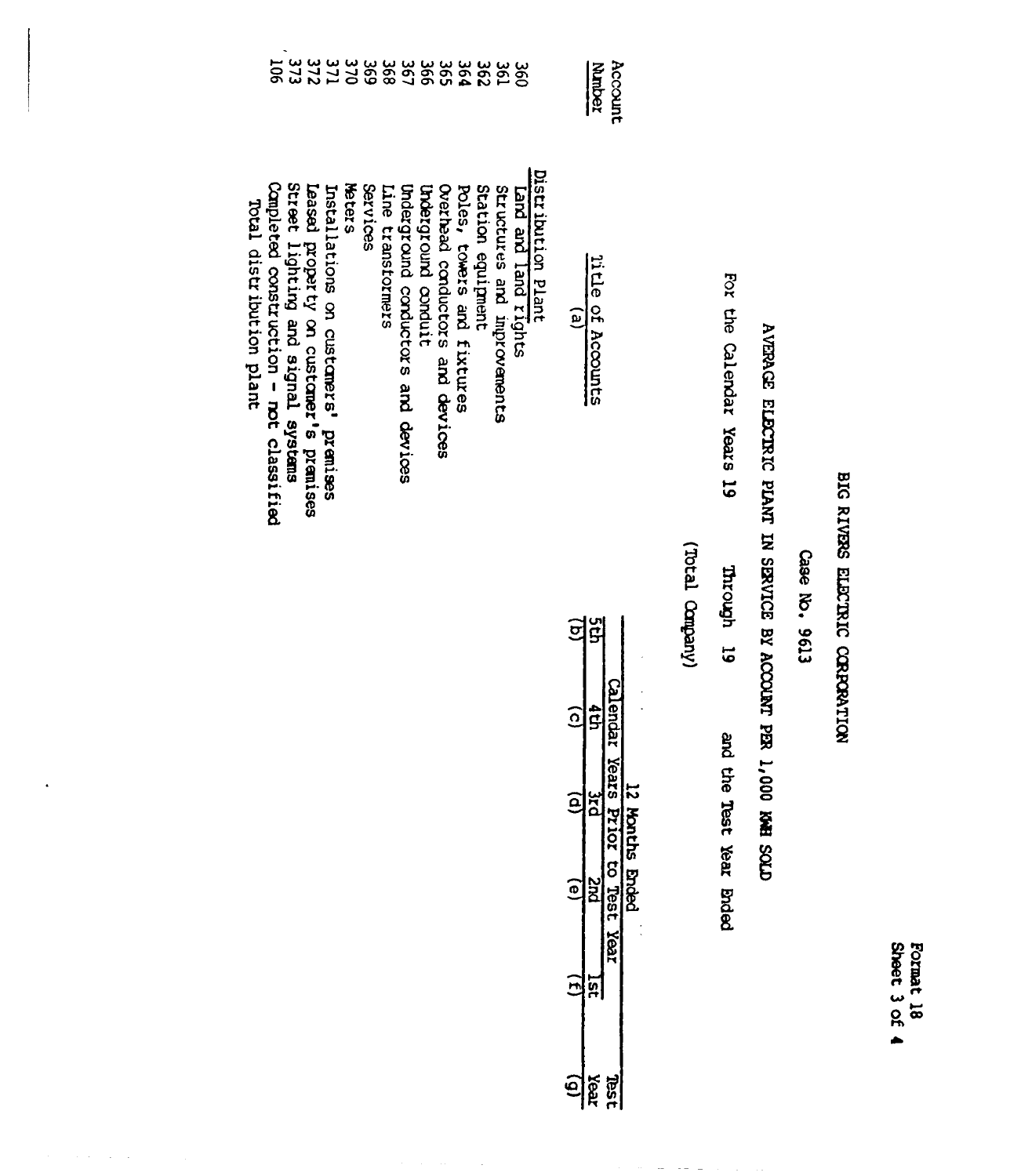Format 18
Sheet 3 of 4

# BIG RIVERS ELECTRIC CORPORATION

## Case No. 9613

## AVERAGE ELECTRIC PLANT IN SERVICE BY ACCOUNT PER 1,000 KWH SOLD

For the Calendar Years 19      Through 19      and the Test Year Ended

(Total Company)

| Account Number | Title of Accounts (a) | 12 Months Ended Calendar Years Prior to Test Year 5th (b) | 4th (c) | 3rd (d) | 2nd (e) | 1st (f) | Test Year (g) |
|---|---|---|---|---|---|---|---|
| | Distribution Plant | | | | | | |
| 360 | Land and land rights | | | | | | |
| 361 | Structures and improvements | | | | | | |
| 362 | Station equipment | | | | | | |
| 364 | Poles, towers and fixtures | | | | | | |
| 365 | Overhead conductors and devices | | | | | | |
| 366 | Underground conduit | | | | | | |
| 367 | Underground conductors and devices | | | | | | |
| 368 | Line transformers | | | | | | |
| 369 | Services | | | | | | |
| 370 | Meters | | | | | | |
| 371 | Installations on customers' premises | | | | | | |
| 372 | Leased property on customer's premises | | | | | | |
| 373 | Street lighting and signal systems | | | | | | |
| 106 | Completed construction - not classified | | | | | | |
| | Total distribution plant | | | | | | |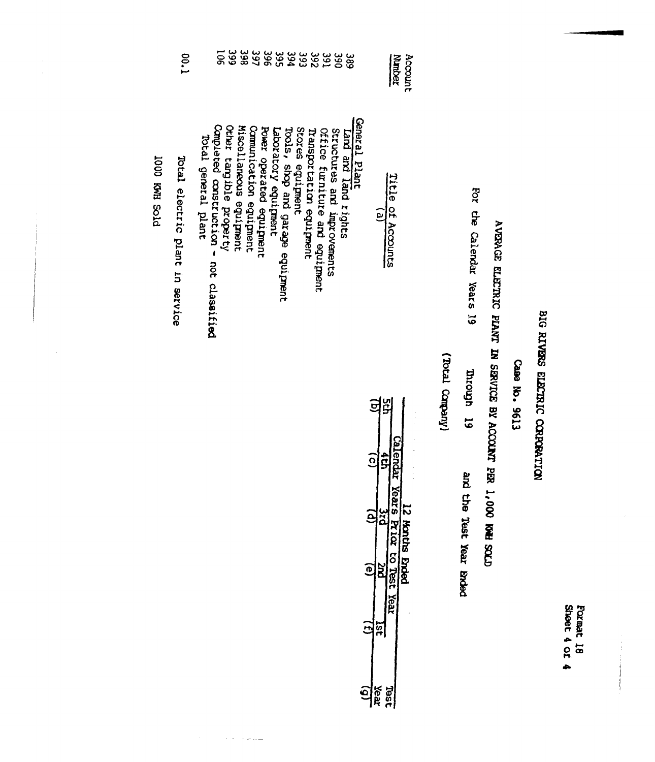Format 18
Sheet 4 of 4

# BIG RIVERS ELECTRIC CORPORATION

## Case No. 9613

### AVERAGE ELECTRIC PLANT IN SERVICE BY ACCOUNT PER 1,000 KWH SOLD

For the Calendar Years 19 Through 19 and the Test Year Ended

(Total Company)

| Account Number | Title of Accounts (a) | 12 Months Ended Calendar Years Prior to Test Year 5th (b) | 4th (c) | 3rd (d) | 2nd (e) | 1st (f) | Test Year (g) |
|---|---|---|---|---|---|---|---|
| | General Plant | | | | | | |
| 389 | Land and land rights | | | | | | |
| 390 | Structures and improvements | | | | | | |
| 391 | Office furniture and equipment | | | | | | |
| 392 | Transportation equipment | | | | | | |
| 393 | Stores equipment | | | | | | |
| 394 | Tools, shop and garage equipment | | | | | | |
| 395 | Laboratory equipment | | | | | | |
| 396 | Power operated equipment | | | | | | |
| 397 | Communication equipment | | | | | | |
| 398 | Miscellaneous equipment | | | | | | |
| 399 | Other tangible property | | | | | | |
| 106 | Completed construction - not classified | | | | | | |
| | Total general plant | | | | | | |
| | | | | | | | |
| 00.1 | Total electric plant in service | | | | | | |
| | | | | | | | |
| | 1000 KWH Sold | | | | | | |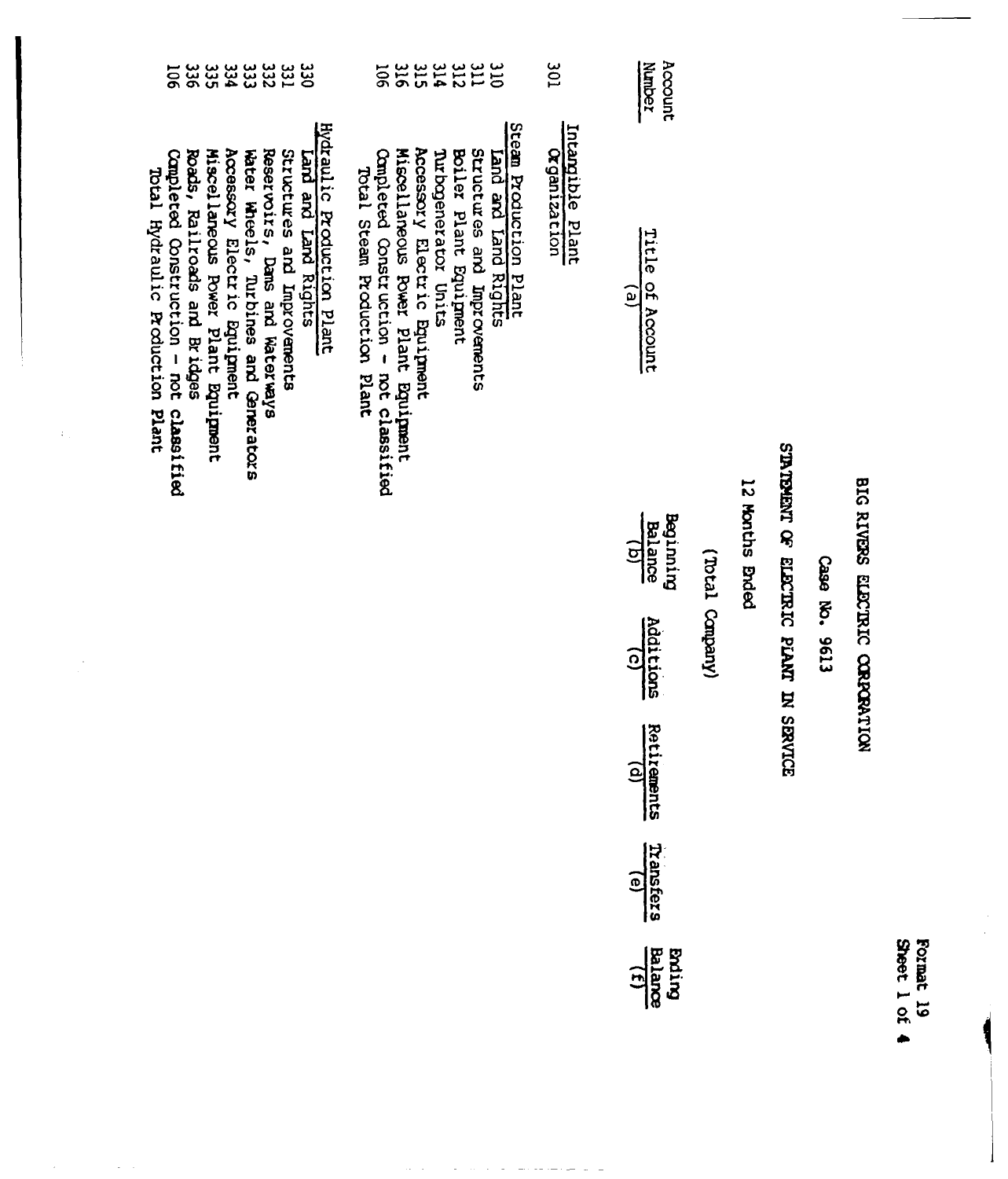Format 19
Sheet 1 of 4

# BIG RIVERS ELECTRIC CORPORATION

Case No. 9613

## STATEMENT OF ELECTRIC PLANT IN SERVICE

12 Months Ended

(Total Company)

| Account Number | Title of Account (a) | Beginning Balance (b) | Additions (c) | Retirements (d) | Transfers (e) | Ending Balance (f) |
|---|---|---|---|---|---|---|
| | Intangible Plant | | | | | |
| 301 | Organization | | | | | |
| | Steam Production Plant | | | | | |
| 310 | Land and Land Rights | | | | | |
| 311 | Structures and Improvements | | | | | |
| 312 | Boiler Plant Equipment | | | | | |
| 314 | Turbogenerator Units | | | | | |
| 315 | Accessory Electric Equipment | | | | | |
| 316 | Miscellaneous Power Plant Equipment | | | | | |
| 106 | Completed Construction - not classified | | | | | |
| | Total Steam Production Plant | | | | | |
| | Hydraulic Production Plant | | | | | |
| 330 | Land and Land Rights | | | | | |
| 331 | Structures and Improvements | | | | | |
| 332 | Reservoirs, Dams and Waterways | | | | | |
| 333 | Water Wheels, Turbines and Generators | | | | | |
| 334 | Accessory Electric Equipment | | | | | |
| 335 | Miscellaneous Power Plant Equipment | | | | | |
| 336 | Roads, Railroads and Bridges | | | | | |
| 106 | Completed Construction - not classified | | | | | |
| | Total Hydraulic Production Plant | | | | | |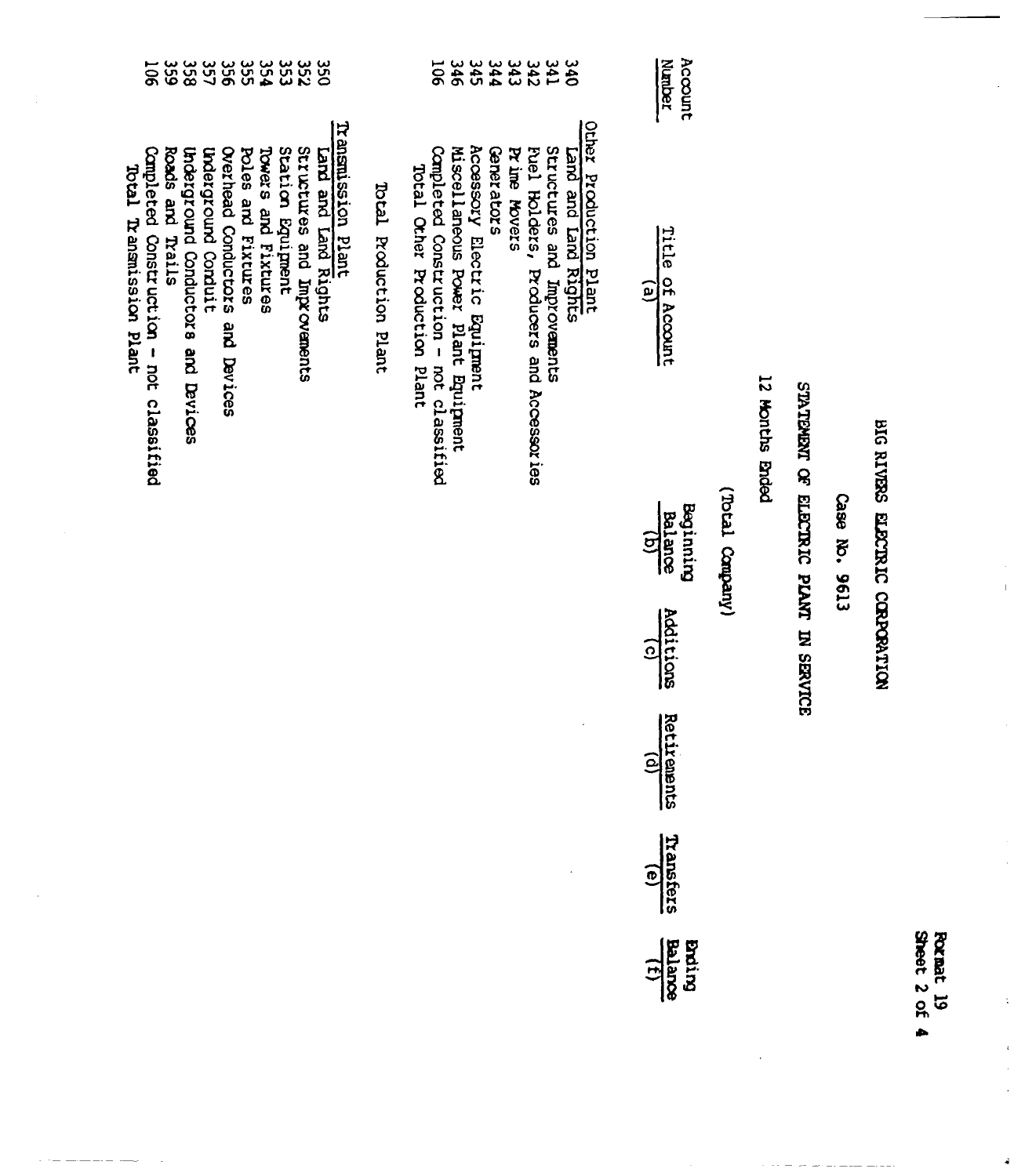Format 19
Sheet 2 of 4

# BIG RIVERS ELECTRIC CORPORATION

## Case No. 9613

## STATEMENT OF ELECTRIC PLANT IN SERVICE

12 Months Ended

(Total Company)

| Account Number | Title of Account (a) | Beginning Balance (b) | Additions (c) | Retirements (d) | Transfers (e) | Ending Balance (f) |
|---|---|---|---|---|---|---|
| | Other Production Plant | | | | | |
| 340 | Land and Land Rights | | | | | |
| 341 | Structures and Improvements | | | | | |
| 342 | Fuel Holders, Producers and Accessories | | | | | |
| 343 | Prime Movers | | | | | |
| 344 | Generators | | | | | |
| 345 | Accessory Electric Equipment | | | | | |
| 346 | Miscellaneous Power Plant Equipment | | | | | |
| 106 | Completed Construction - not classified | | | | | |
| | Total Other Production Plant | | | | | |
| | Total Production Plant | | | | | |
| | Transmission Plant | | | | | |
| 350 | Land and Land Rights | | | | | |
| 352 | Structures and Improvements | | | | | |
| 353 | Station Equipment | | | | | |
| 354 | Towers and Fixtures | | | | | |
| 355 | Poles and Fixtures | | | | | |
| 356 | Overhead Conductors and Devices | | | | | |
| 357 | Underground Conduit | | | | | |
| 358 | Underground Conductors and Devices | | | | | |
| 359 | Roads and Trails | | | | | |
| 106 | Completed Construction - not classified | | | | | |
| | Total Transmission Plant | | | | | |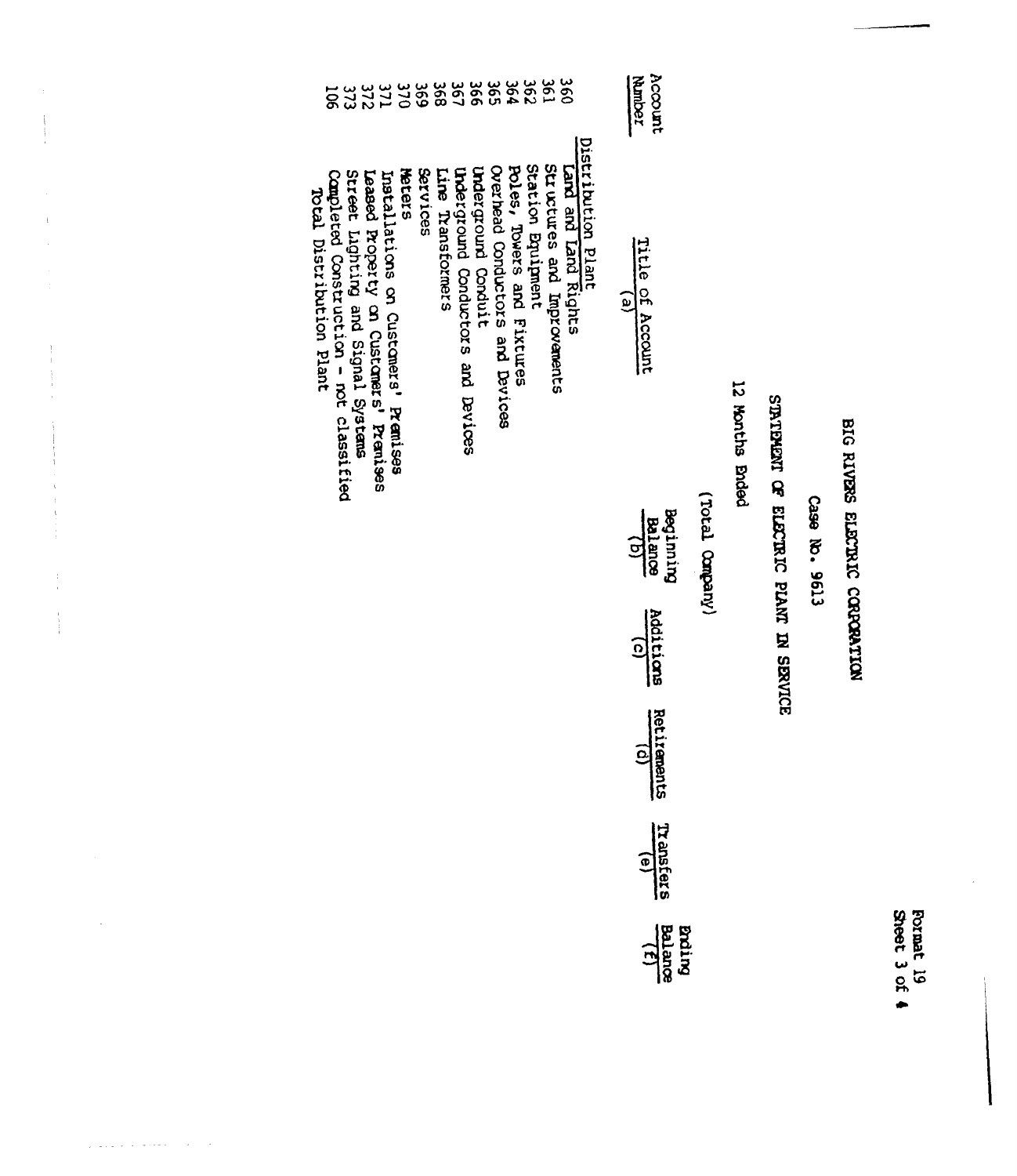Format 19
Sheet 3 of 4

# BIG RIVERS ELECTRIC CORPORATION

## Case No. 9613

## STATEMENT OF ELECTRIC PLANT IN SERVICE

12 Months Ended

(Total Company)

| Account Number | Title of Account (a) | Beginning Balance (b) | Additions (c) | Retirements (d) | Transfers (e) | Ending Balance (f) |
|---|---|---|---|---|---|---|
| | Distribution Plant | | | | | |
| 360 | Land and Land Rights | | | | | |
| 361 | Structures and Improvements | | | | | |
| 362 | Station Equipment | | | | | |
| 364 | Poles, Towers and Fixtures | | | | | |
| 365 | Overhead Conductors and Devices | | | | | |
| 366 | Underground Conduit | | | | | |
| 367 | Underground Conductors and Devices | | | | | |
| 368 | Line Transformers | | | | | |
| 369 | Services | | | | | |
| 370 | Meters | | | | | |
| 371 | Installations on Customers' Premises | | | | | |
| 372 | Leased Property on Customers' Premises | | | | | |
| 373 | Street Lighting and Signal Systems | | | | | |
| 106 | Completed Construction - not classified | | | | | |
| | Total Distribution Plant | | | | | |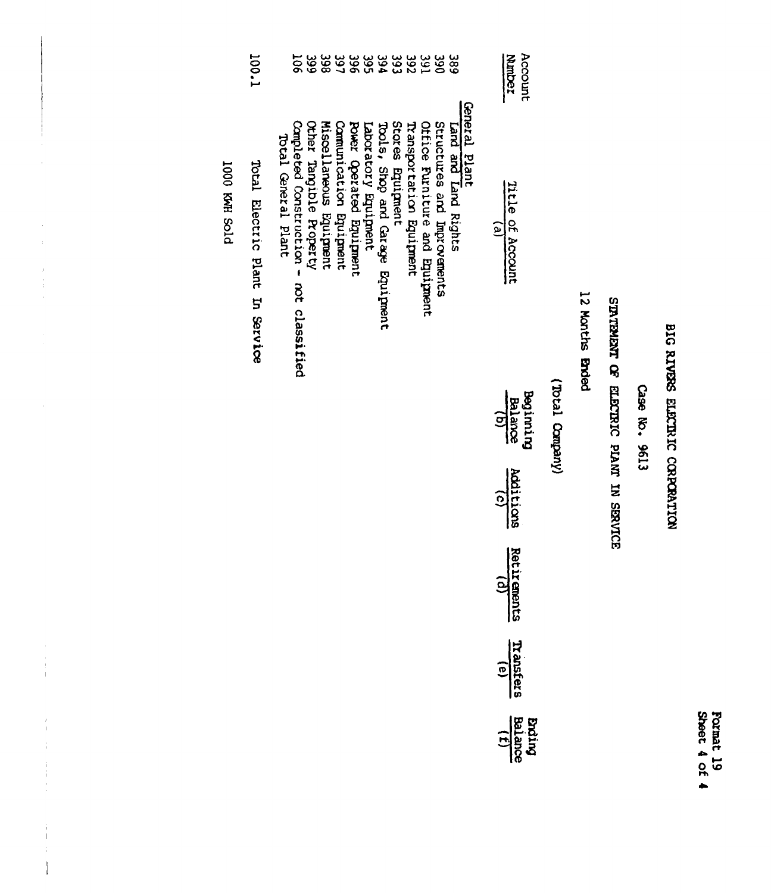Format 19
Sheet 4 of 4

# BIG RIVERS ELECTRIC CORPORATION

Case No. 9613

## STATEMENT OF ELECTRIC PLANT IN SERVICE

12 Months Ended

(Total Company)

| Account Number | Title of Account (a) | Beginning Balance (b) | Additions (c) | Retirements (d) | Transfers (e) | Ending Balance (f) |
|---|---|---|---|---|---|---|
| | General Plant | | | | | |
| 389 | Land and Land Rights | | | | | |
| 390 | Structures and Improvements | | | | | |
| 391 | Office Furniture and Equipment | | | | | |
| 392 | Transportation Equipment | | | | | |
| 393 | Stores Equipment | | | | | |
| 394 | Tools, Shop and Garage Equipment | | | | | |
| 395 | Laboratory Equipment | | | | | |
| 396 | Power Operated Equipment | | | | | |
| 397 | Communication Equipment | | | | | |
| 398 | Miscellaneous Equipment | | | | | |
| 399 | Other Tangible Property | | | | | |
| 106 | Completed Construction - not classified | | | | | |
| | Total General Plant | | | | | |
| 100.1 | Total Electric Plant In Service | | | | | |
| | 1000 KWH Sold | | | | | |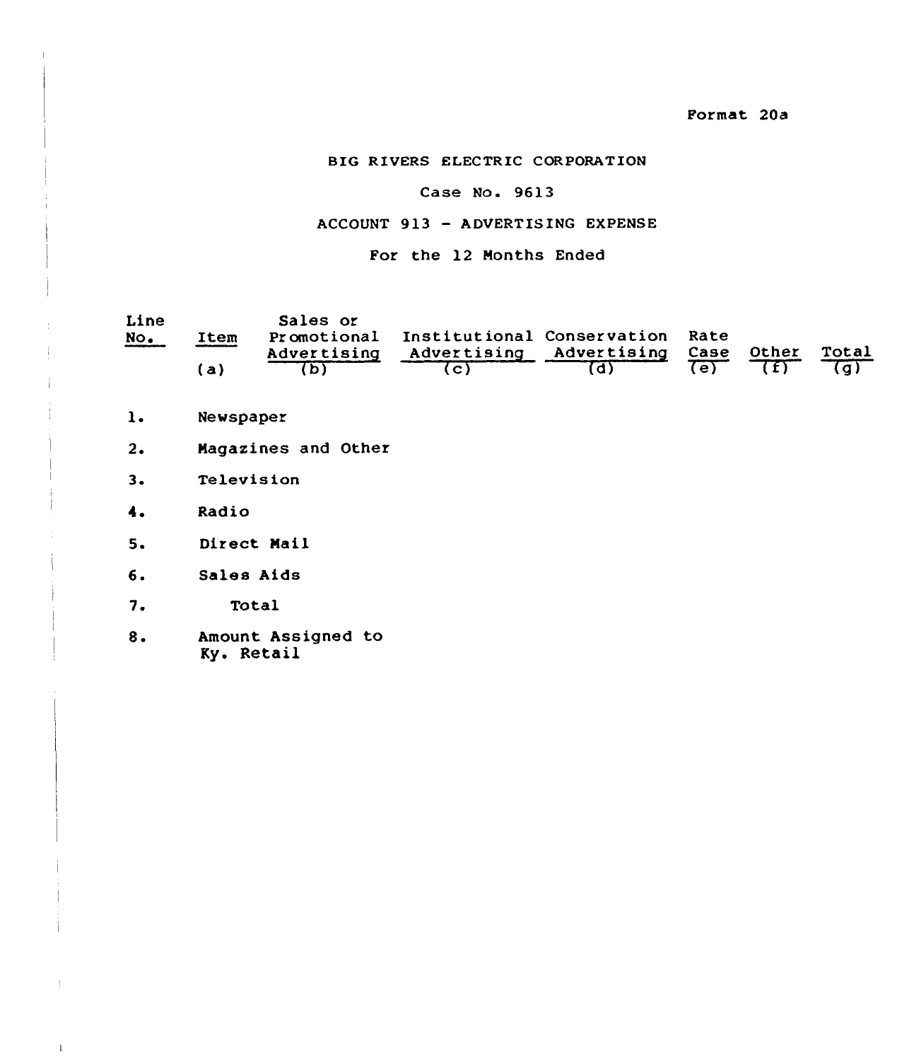Format 20a

BIG RIVERS ELECTRIC CORPORATION

Case No. 9613

ACCOUNT 913 - ADVERTISING EXPENSE

For the 12 Months Ended

| Line No. | Item (a) | Sales or Promotional Advertising (b) | Institutional Advertising (c) | Conservation Advertising (d) | Rate Case (e) | Other (f) | Total (g) |
|---|---|---|---|---|---|---|---|
| 1. | Newspaper | | | | | | |
| 2. | Magazines and Other | | | | | | |
| 3. | Television | | | | | | |
| 4. | Radio | | | | | | |
| 5. | Direct Mail | | | | | | |
| 6. | Sales Aids | | | | | | |
| 7. | Total | | | | | | |
| 8. | Amount Assigned to Ky. Retail | | | | | | |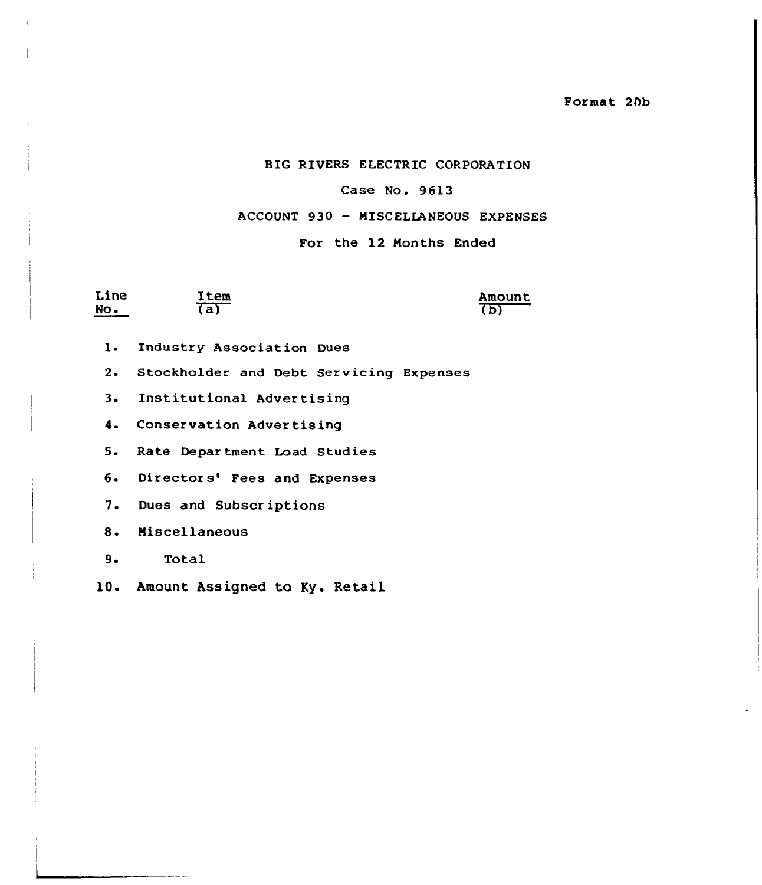Format 20b

BIG RIVERS ELECTRIC CORPORATION

Case No. 9613

ACCOUNT 930 - MISCELLANEOUS EXPENSES

For the 12 Months Ended

| Line No. | Item (a) | Amount (b) |
|---|---|---|
| 1. | Industry Association Dues | |
| 2. | Stockholder and Debt Servicing Expenses | |
| 3. | Institutional Advertising | |
| 4. | Conservation Advertising | |
| 5. | Rate Department Load Studies | |
| 6. | Directors' Fees and Expenses | |
| 7. | Dues and Subscriptions | |
| 8. | Miscellaneous | |
| 9. | Total | |
| 10. | Amount Assigned to Ky. Retail | |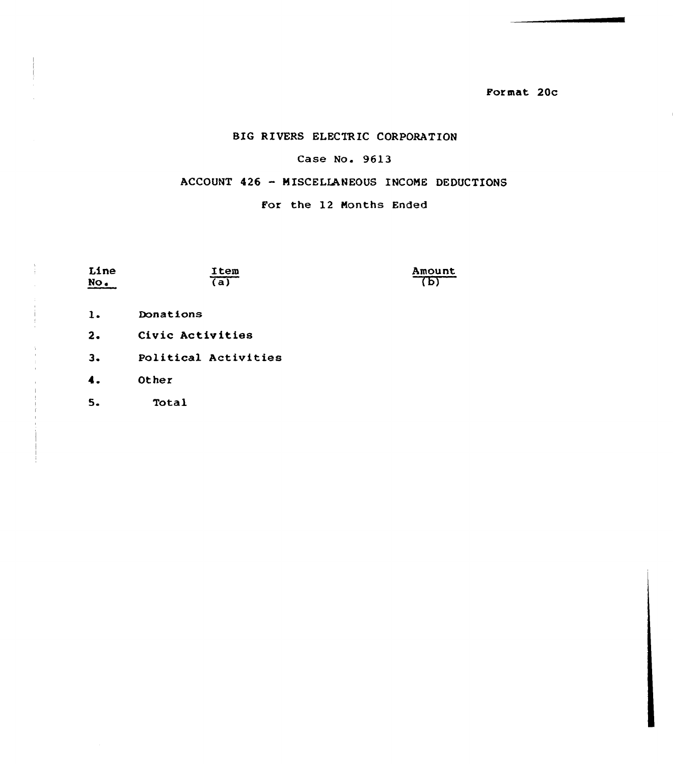Format 20c

# BIG RIVERS ELECTRIC CORPORATION

## Case No. 9613

## ACCOUNT 426 - MISCELLANEOUS INCOME DEDUCTIONS

For the 12 Months Ended

| Line No. | Item (a) | Amount (b) |
|---|---|---|
| 1. | Donations | |
| 2. | Civic Activities | |
| 3. | Political Activities | |
| 4. | Other | |
| 5. | Total | |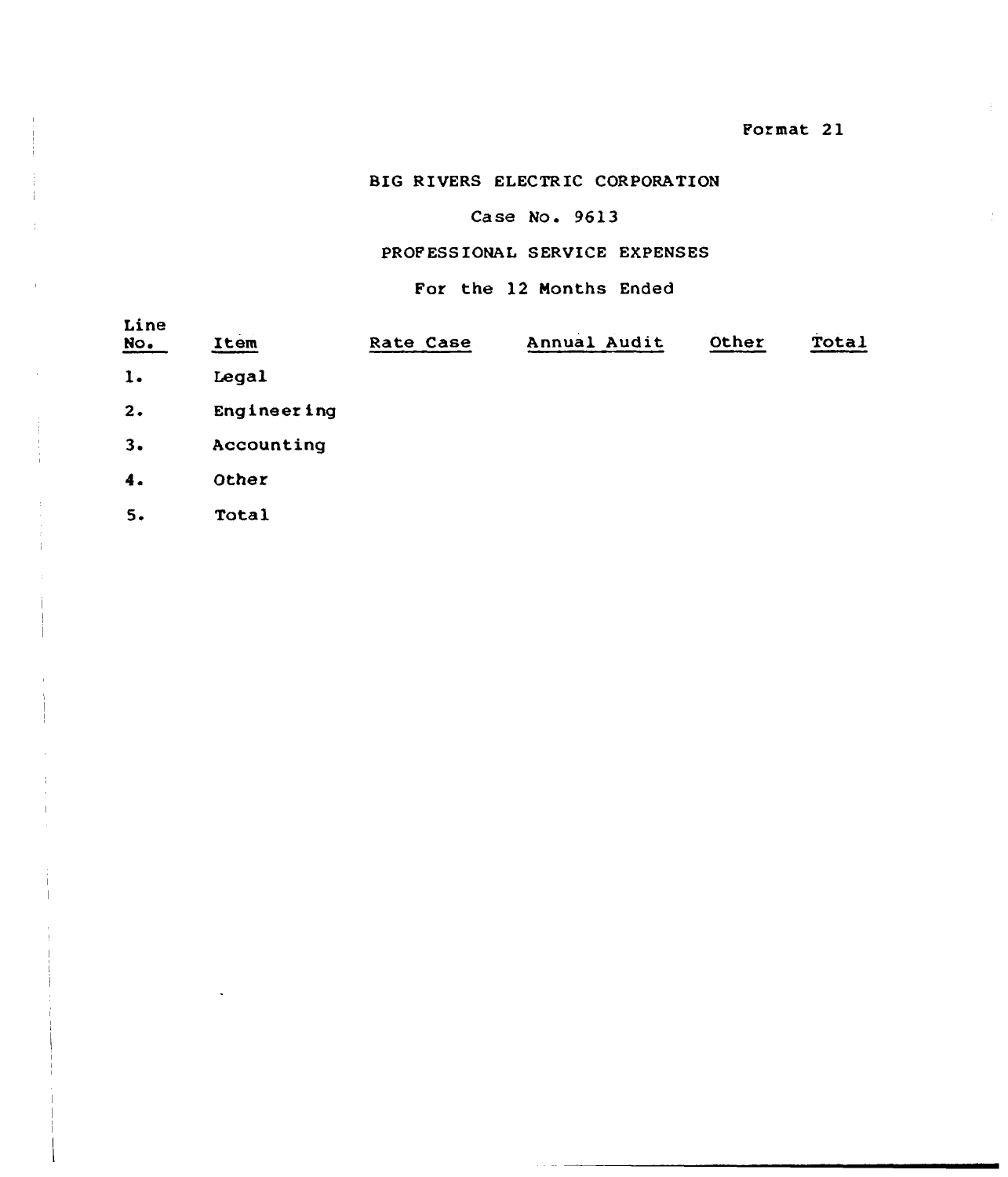Format 21

BIG RIVERS ELECTRIC CORPORATION

Case No. 9613

PROFESSIONAL SERVICE EXPENSES

For the 12 Months Ended

| Line No. | Item | Rate Case | Annual Audit | Other | Total |
|---|---|---|---|---|---|
| 1. | Legal | | | | |
| 2. | Engineering | | | | |
| 3. | Accounting | | | | |
| 4. | Other | | | | |
| 5. | Total | | | | |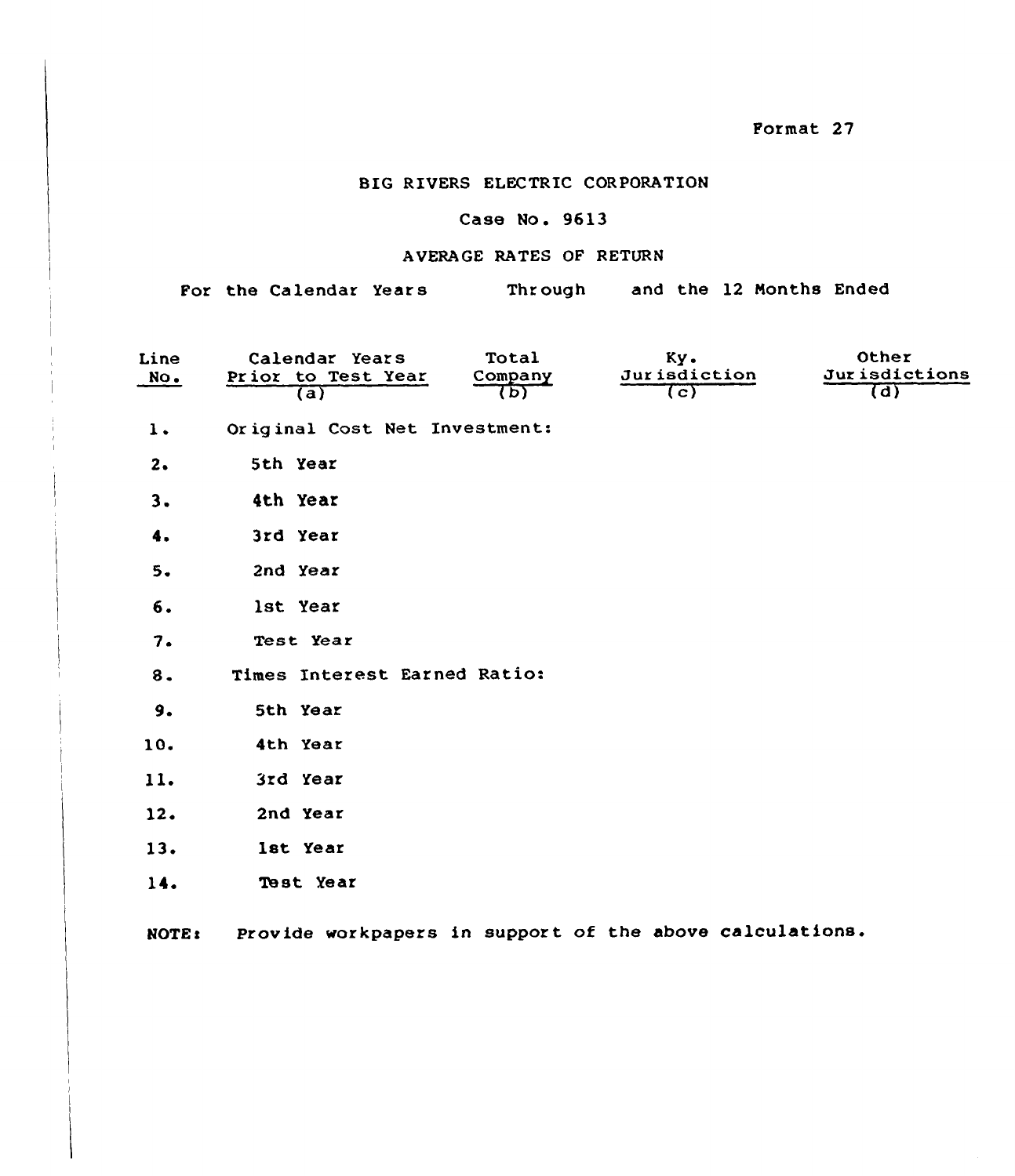Format 27

# BIG RIVERS ELECTRIC CORPORATION

## Case No. 9613

## AVERAGE RATES OF RETURN

For the Calendar Years Through and the 12 Months Ended

| Line No. | Calendar Years Prior to Test Year (a) | Total Company (b) | Ky. Jurisdiction (c) | Other Jurisdictions (d) |
|---|---|---|---|---|
| 1. | Original Cost Net Investment: | | | |
| 2. | 5th Year | | | |
| 3. | 4th Year | | | |
| 4. | 3rd Year | | | |
| 5. | 2nd Year | | | |
| 6. | 1st Year | | | |
| 7. | Test Year | | | |
| 8. | Times Interest Earned Ratio: | | | |
| 9. | 5th Year | | | |
| 10. | 4th Year | | | |
| 11. | 3rd Year | | | |
| 12. | 2nd Year | | | |
| 13. | 1st Year | | | |
| 14. | Test Year | | | |

**NOTE:** Provide workpapers in support of the above calculations.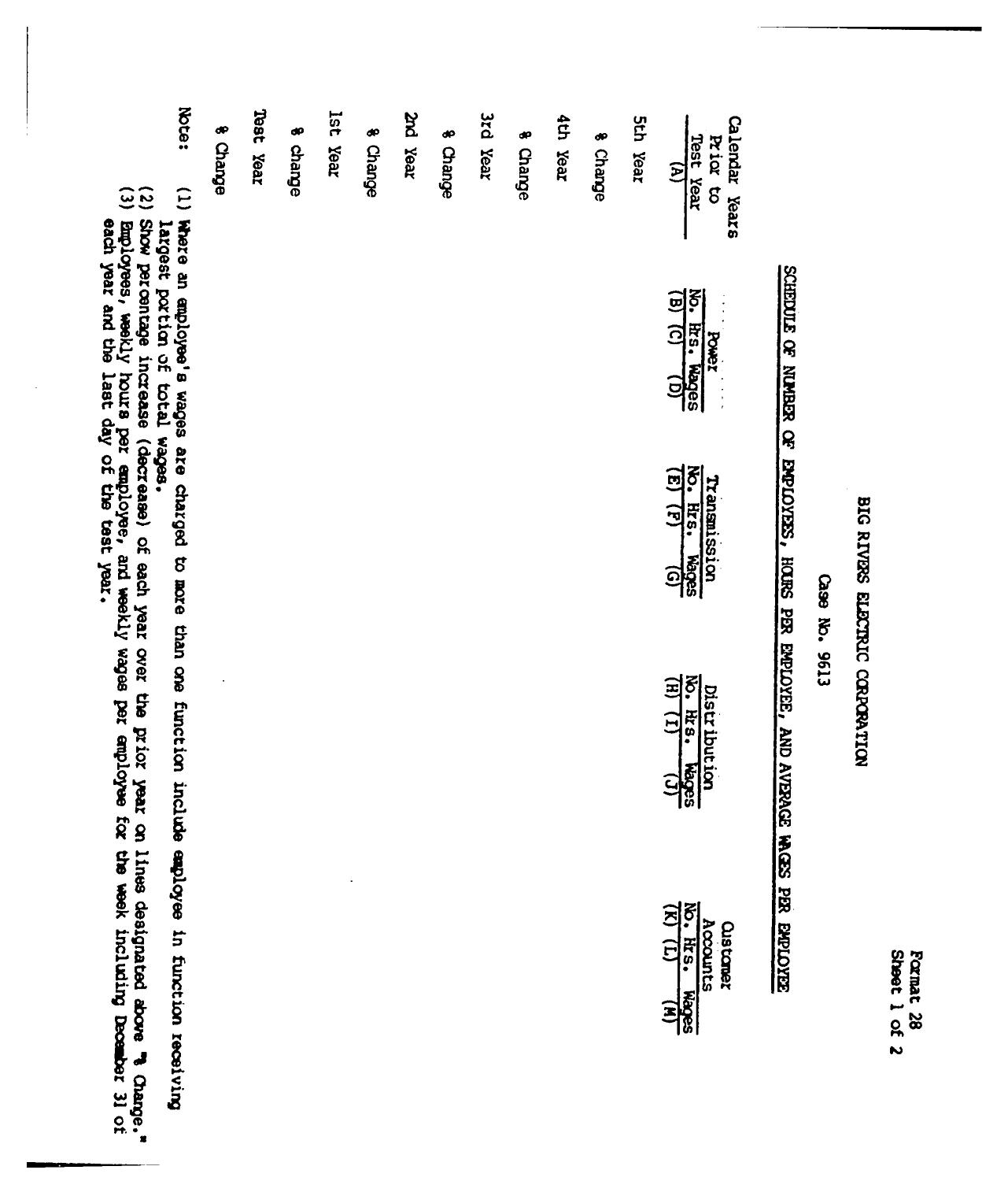Format 28
Sheet 1 of 2

# BIG RIVERS ELECTRIC CORPORATION

## Case No. 9613

### SCHEDULE OF NUMBER OF EMPLOYEES, HOURS PER EMPLOYEE, AND AVERAGE WAGES PER EMPLOYEE

| Calendar Years Prior to Test Year | Power | | | Transmission | | | Distribution | | | Customer Accounts | | |
|---|---|---|---|---|---|---|---|---|---|---|---|---|
| | No. | Hrs. | Wages | No. | Hrs. | Wages | No. | Hrs. | Wages | No. | Hrs. | Wages |
| (A) | (B) | (C) | (D) | (E) | (F) | (G) | (H) | (I) | (J) | (K) | (L) | (M) |
| 5th Year | | | | | | | | | | | | |
| % Change | | | | | | | | | | | | |
| 4th Year | | | | | | | | | | | | |
| % Change | | | | | | | | | | | | |
| 3rd Year | | | | | | | | | | | | |
| % Change | | | | | | | | | | | | |
| 2nd Year | | | | | | | | | | | | |
| % Change | | | | | | | | | | | | |
| 1st Year | | | | | | | | | | | | |
| % change | | | | | | | | | | | | |
| Test Year | | | | | | | | | | | | |
| % Change | | | | | | | | | | | | |

Note: (1) Where an employee's wages are charged to more than one function include employee in function receiving largest portion of total wages.

(2) Show percentage increase (decrease) of each year over the prior year on lines designated above "% Change."

(3) Employees, weekly hours per employee, and weekly wages per employee for the week including December 31 of each year and the last day of the test year.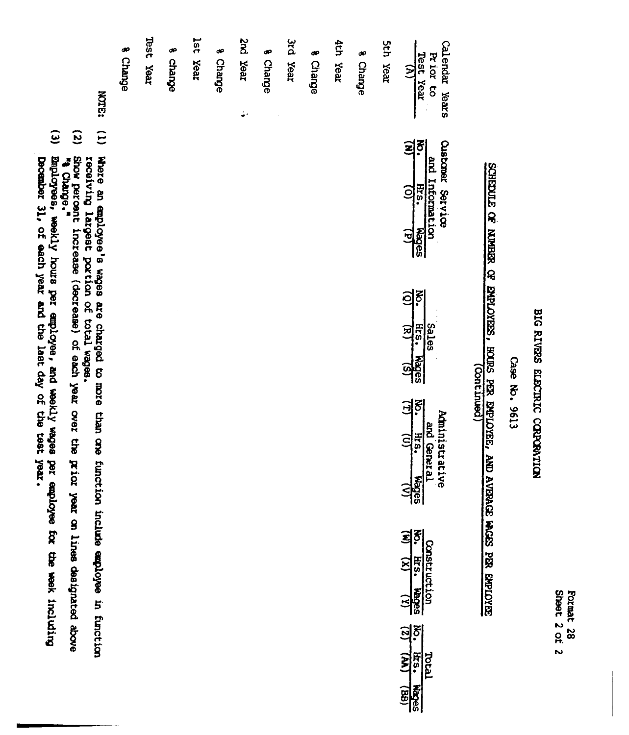Format 28
Sheet 2 of 2

# BIG RIVERS ELECTRIC CORPORATION

## Case No. 9613

### SCHEDULE OF NUMBER OF EMPLOYEES, HOURS PER EMPLOYEE, AND AVERAGE WAGES PER EMPLOYEE

(Continued)

| Calendar Years Prior to Test Year | Customer Service and Information | | | Sales | | | Administrative and General | | | Construction | | | Total | | |
|---|---|---|---|---|---|---|---|---|---|---|---|---|---|---|---|
| | No. | Hrs. | Wages | No. | Hrs. | Wages | No. | Hrs. | Wages | No. | Hrs. | Wages | No. | Hrs. | Wages |
| (A) | (N) | (O) | (P) | (Q) | (R) | (S) | (T) | (U) | (V) | (W) | (X) | (Y) | (Z) | (AA) | (BB) |
| 5th Year | | | | | | | | | | | | | | | |
| % Change | | | | | | | | | | | | | | | |
| 4th Year | | | | | | | | | | | | | | | |
| % Change | | | | | | | | | | | | | | | |
| 3rd Year | | | | | | | | | | | | | | | |
| % Change | | | | | | | | | | | | | | | |
| 2nd Year | | | | | | | | | | | | | | | |
| % Change | | | | | | | | | | | | | | | |
| 1st Year | | | | | | | | | | | | | | | |
| % change | | | | | | | | | | | | | | | |
| Test Year | | | | | | | | | | | | | | | |
| % Change | | | | | | | | | | | | | | | |

NOTE:

(1) Where an employee's wages are charged to more than one function include employee in function receiving largest portion of total wages.

(2) Show percent increase (decrease) of each year over the prior year on lines designated above "% Change."

(3) Employees, weekly hours per employee, and weekly wages per employee for the week including December 31, of each year and the last day of the test year.